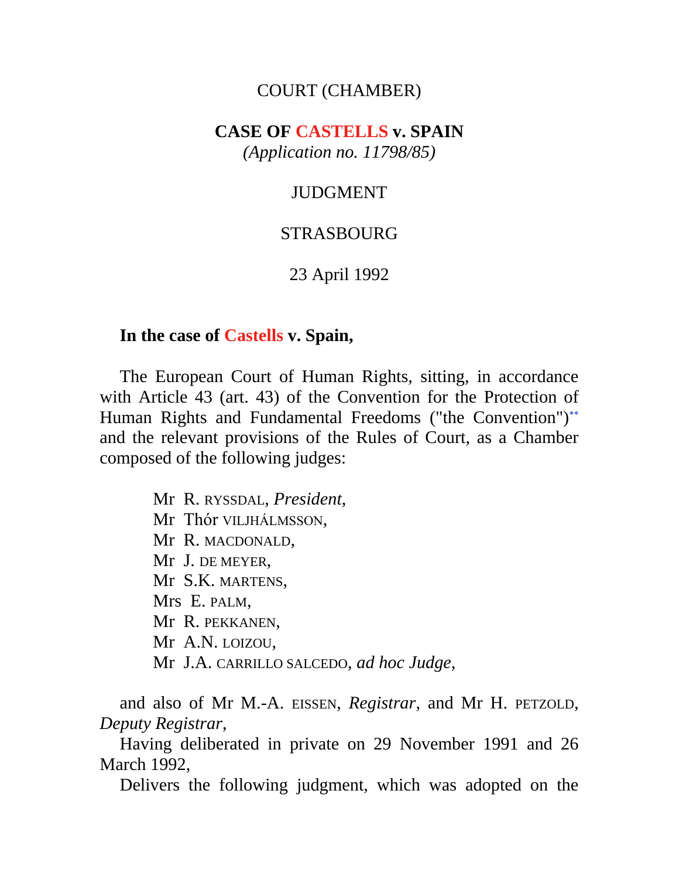COURT (CHAMBER)

# CASE OF CASTELLS v. SPAIN

*(Application no. 11798/85)*

JUDGMENT

STRASBOURG

23 April 1992

**In the case of Castells v. Spain,**

The European Court of Human Rights, sitting, in accordance with Article 43 (art. 43) of the Convention for the Protection of Human Rights and Fundamental Freedoms ("the Convention")[**] and the relevant provisions of the Rules of Court, as a Chamber composed of the following judges:

Mr R. RYSSDAL, *President*,
Mr Thór VILJHÁLMSSON,
Mr R. MACDONALD,
Mr J. DE MEYER,
Mr S.K. MARTENS,
Mrs E. PALM,
Mr R. PEKKANEN,
Mr A.N. LOIZOU,
Mr J.A. CARRILLO SALCEDO, *ad hoc Judge*,

and also of Mr M.-A. EISSEN, *Registrar*, and Mr H. PETZOLD, *Deputy Registrar*,

Having deliberated in private on 29 November 1991 and 26 March 1992,

Delivers the following judgment, which was adopted on the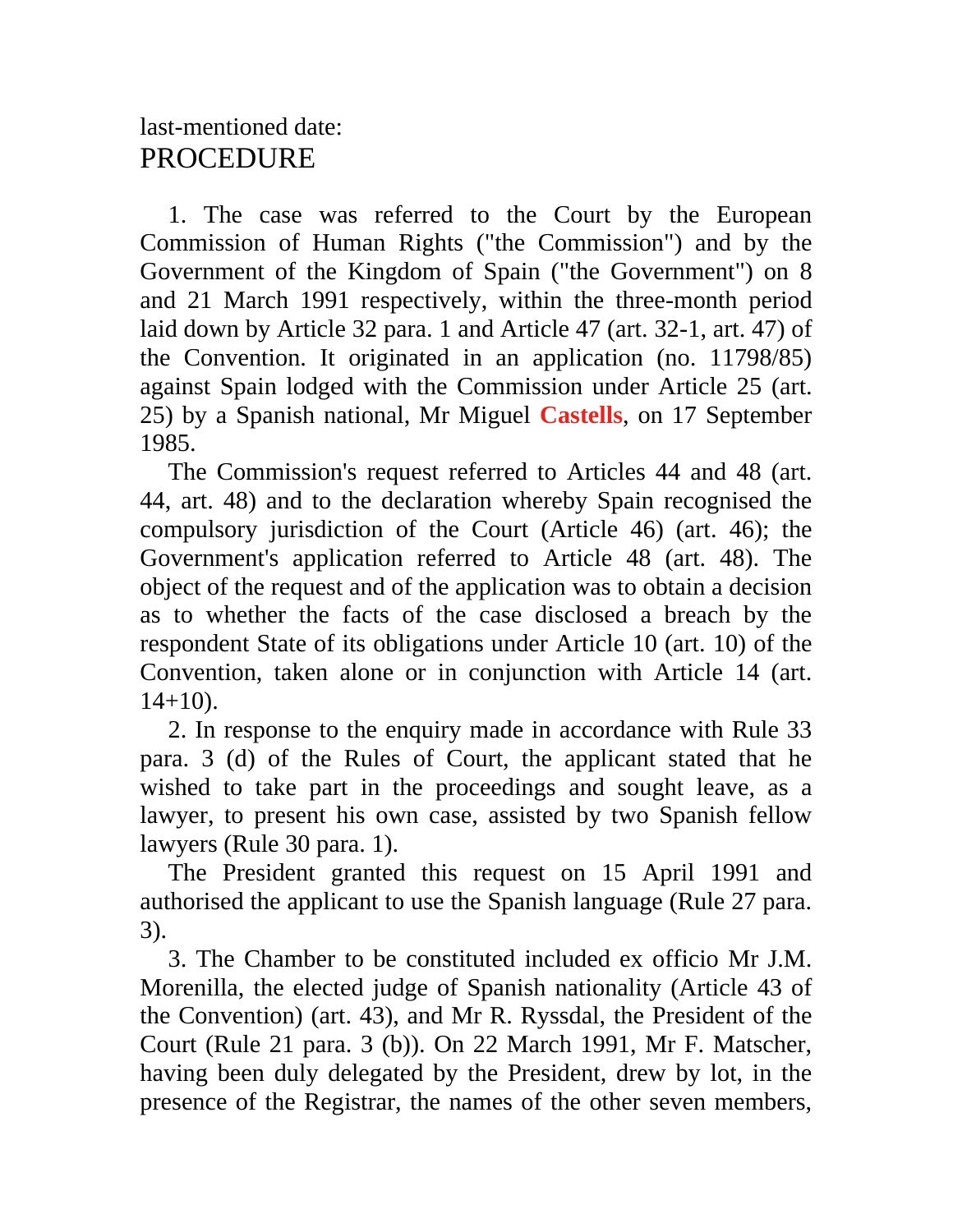last-mentioned date:

# PROCEDURE

1. The case was referred to the Court by the European Commission of Human Rights ("the Commission") and by the Government of the Kingdom of Spain ("the Government") on 8 and 21 March 1991 respectively, within the three-month period laid down by Article 32 para. 1 and Article 47 (art. 32-1, art. 47) of the Convention. It originated in an application (no. 11798/85) against Spain lodged with the Commission under Article 25 (art. 25) by a Spanish national, Mr Miguel **Castells**, on 17 September 1985.

The Commission's request referred to Articles 44 and 48 (art. 44, art. 48) and to the declaration whereby Spain recognised the compulsory jurisdiction of the Court (Article 46) (art. 46); the Government's application referred to Article 48 (art. 48). The object of the request and of the application was to obtain a decision as to whether the facts of the case disclosed a breach by the respondent State of its obligations under Article 10 (art. 10) of the Convention, taken alone or in conjunction with Article 14 (art. 14+10).

2. In response to the enquiry made in accordance with Rule 33 para. 3 (d) of the Rules of Court, the applicant stated that he wished to take part in the proceedings and sought leave, as a lawyer, to present his own case, assisted by two Spanish fellow lawyers (Rule 30 para. 1).

The President granted this request on 15 April 1991 and authorised the applicant to use the Spanish language (Rule 27 para. 3).

3. The Chamber to be constituted included ex officio Mr J.M. Morenilla, the elected judge of Spanish nationality (Article 43 of the Convention) (art. 43), and Mr R. Ryssdal, the President of the Court (Rule 21 para. 3 (b)). On 22 March 1991, Mr F. Matscher, having been duly delegated by the President, drew by lot, in the presence of the Registrar, the names of the other seven members,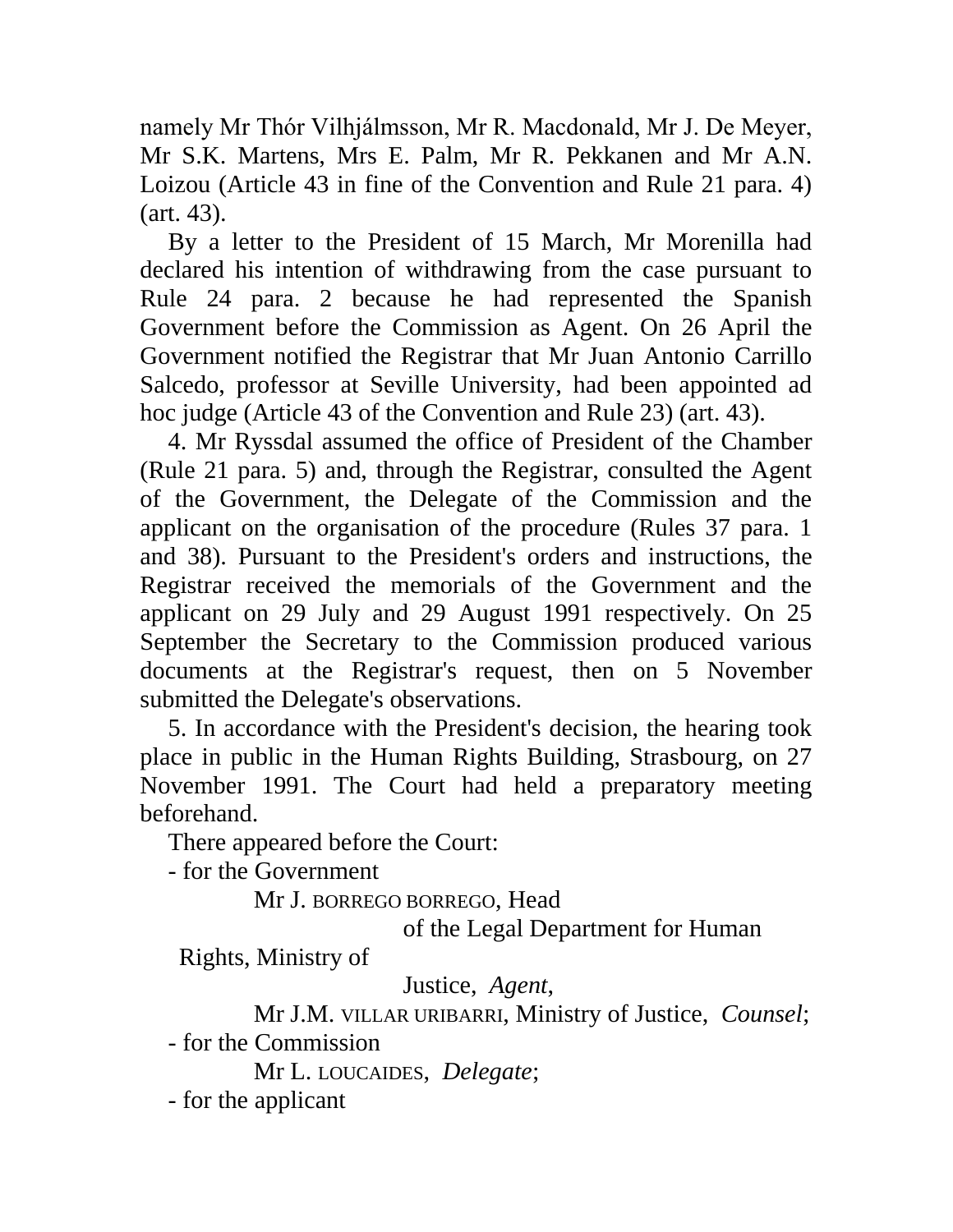namely Mr Thór Vilhjálmsson, Mr R. Macdonald, Mr J. De Meyer, Mr S.K. Martens, Mrs E. Palm, Mr R. Pekkanen and Mr A.N. Loizou (Article 43 in fine of the Convention and Rule 21 para. 4) (art. 43).

By a letter to the President of 15 March, Mr Morenilla had declared his intention of withdrawing from the case pursuant to Rule 24 para. 2 because he had represented the Spanish Government before the Commission as Agent. On 26 April the Government notified the Registrar that Mr Juan Antonio Carrillo Salcedo, professor at Seville University, had been appointed ad hoc judge (Article 43 of the Convention and Rule 23) (art. 43).

4. Mr Ryssdal assumed the office of President of the Chamber (Rule 21 para. 5) and, through the Registrar, consulted the Agent of the Government, the Delegate of the Commission and the applicant on the organisation of the procedure (Rules 37 para. 1 and 38). Pursuant to the President's orders and instructions, the Registrar received the memorials of the Government and the applicant on 29 July and 29 August 1991 respectively. On 25 September the Secretary to the Commission produced various documents at the Registrar's request, then on 5 November submitted the Delegate's observations.

5. In accordance with the President's decision, the hearing took place in public in the Human Rights Building, Strasbourg, on 27 November 1991. The Court had held a preparatory meeting beforehand.

There appeared before the Court:

- for the Government

Mr J. BORREGO BORREGO, Head of the Legal Department for Human Rights, Ministry of Justice, *Agent*,

Mr J.M. VILLAR URIBARRI, Ministry of Justice, *Counsel*;

- for the Commission

Mr L. LOUCAIDES, *Delegate*;

- for the applicant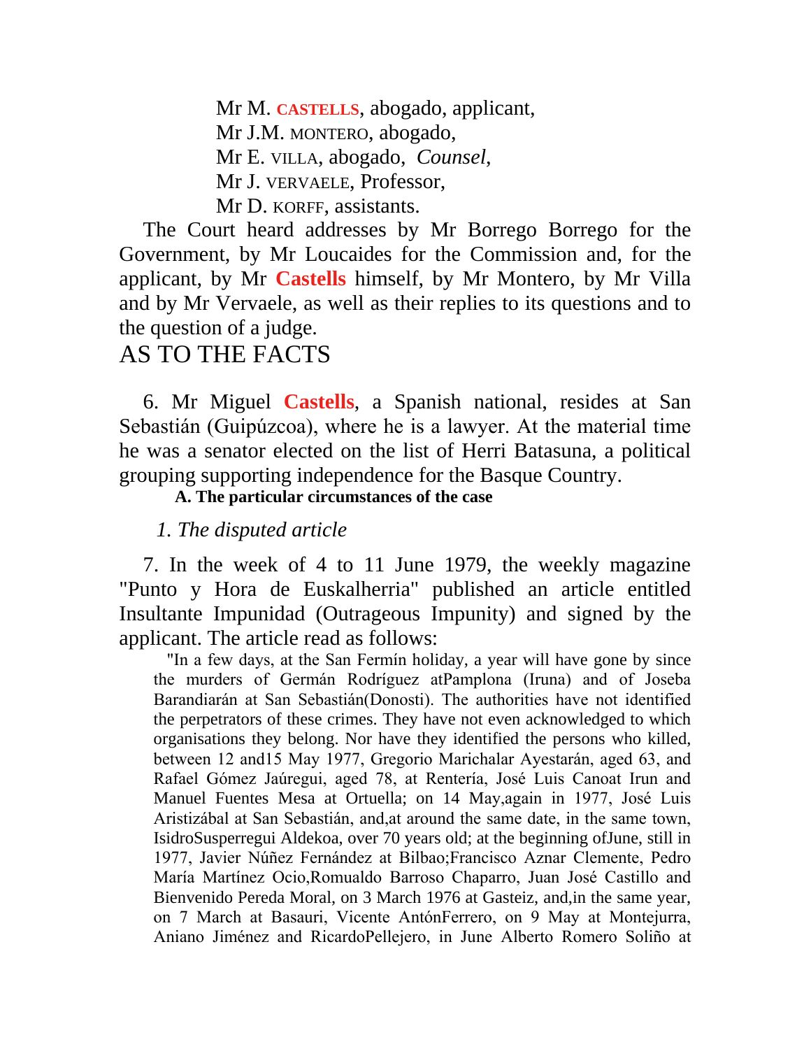Mr M. CASTELLS, abogado, applicant,
Mr J.M. MONTERO, abogado,
Mr E. VILLA, abogado, *Counsel,*
Mr J. VERVAELE, Professor,
Mr D. KORFF, assistants.

The Court heard addresses by Mr Borrego Borrego for the Government, by Mr Loucaides for the Commission and, for the applicant, by Mr Castells himself, by Mr Montero, by Mr Villa and by Mr Vervaele, as well as their replies to its questions and to the question of a judge.

# AS TO THE FACTS

6. Mr Miguel Castells, a Spanish national, resides at San Sebastián (Guipúzcoa), where he is a lawyer. At the material time he was a senator elected on the list of Herri Batasuna, a political grouping supporting independence for the Basque Country.

**A. The particular circumstances of the case**

*1. The disputed article*

7. In the week of 4 to 11 June 1979, the weekly magazine "Punto y Hora de Euskalherria" published an article entitled Insultante Impunidad (Outrageous Impunity) and signed by the applicant. The article read as follows:

"In a few days, at the San Fermín holiday, a year will have gone by since the murders of Germán Rodríguez atPamplona (Iruna) and of Joseba Barandiarán at San Sebastián(Donosti). The authorities have not identified the perpetrators of these crimes. They have not even acknowledged to which organisations they belong. Nor have they identified the persons who killed, between 12 and15 May 1977, Gregorio Marichalar Ayestarán, aged 63, and Rafael Gómez Jaúregui, aged 78, at Rentería, José Luis Canoat Irun and Manuel Fuentes Mesa at Ortuella; on 14 May,again in 1977, José Luis Aristizábal at San Sebastián, and,at around the same date, in the same town, IsidroSusperregui Aldekoa, over 70 years old; at the beginning ofJune, still in 1977, Javier Núñez Fernández at Bilbao;Francisco Aznar Clemente, Pedro María Martínez Ocio,Romualdo Barroso Chaparro, Juan José Castillo and Bienvenido Pereda Moral, on 3 March 1976 at Gasteiz, and,in the same year, on 7 March at Basauri, Vicente AntónFerrero, on 9 May at Montejurra, Aniano Jiménez and RicardoPellejero, in June Alberto Romero Soliño at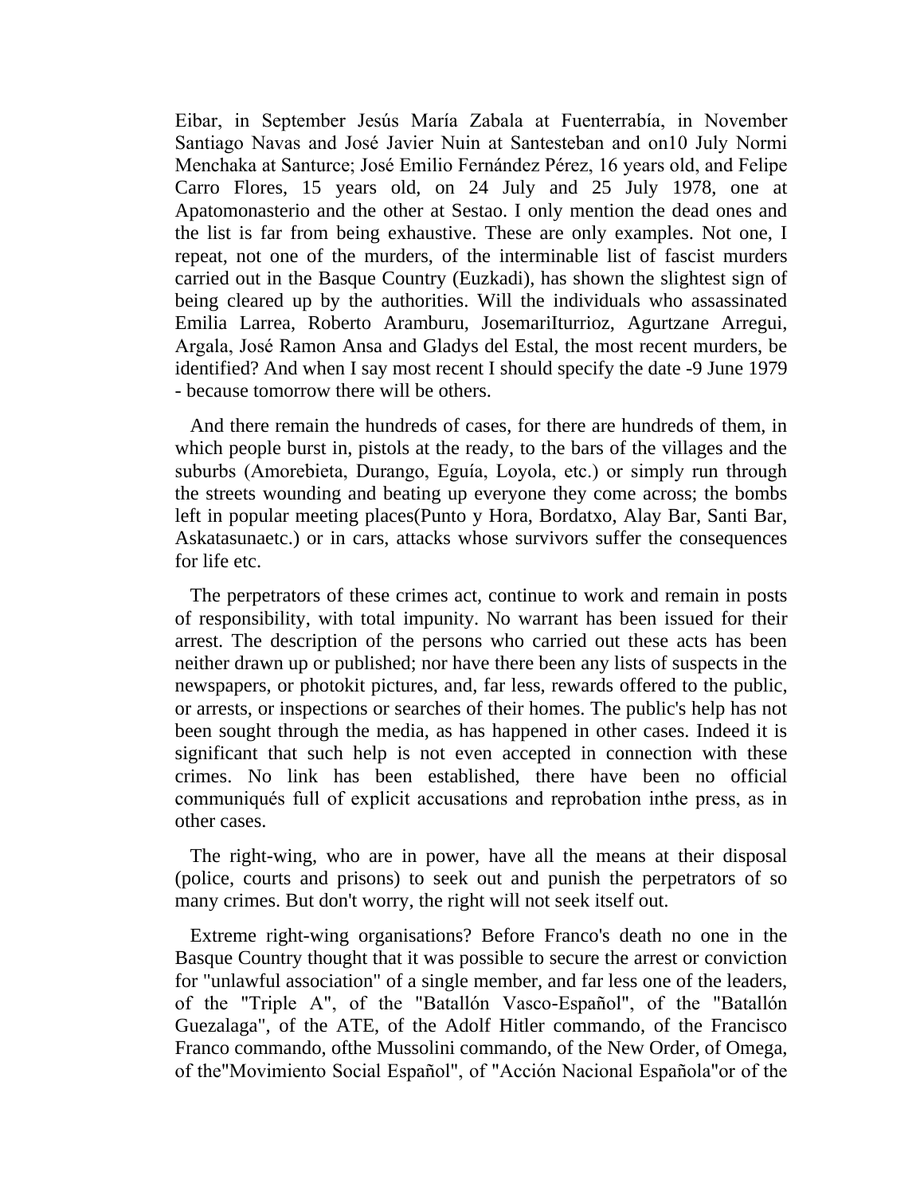Eibar, in September Jesús María Zabala at Fuenterrabía, in November Santiago Navas and José Javier Nuin at Santesteban and on10 July Normi Menchaka at Santurce; José Emilio Fernández Pérez, 16 years old, and Felipe Carro Flores, 15 years old, on 24 July and 25 July 1978, one at Apatomonasterio and the other at Sestao. I only mention the dead ones and the list is far from being exhaustive. These are only examples. Not one, I repeat, not one of the murders, of the interminable list of fascist murders carried out in the Basque Country (Euzkadi), has shown the slightest sign of being cleared up by the authorities. Will the individuals who assassinated Emilia Larrea, Roberto Aramburu, JosemariIturrioz, Agurtzane Arregui, Argala, José Ramon Ansa and Gladys del Estal, the most recent murders, be identified? And when I say most recent I should specify the date -9 June 1979 - because tomorrow there will be others.

And there remain the hundreds of cases, for there are hundreds of them, in which people burst in, pistols at the ready, to the bars of the villages and the suburbs (Amorebieta, Durango, Eguía, Loyola, etc.) or simply run through the streets wounding and beating up everyone they come across; the bombs left in popular meeting places(Punto y Hora, Bordatxo, Alay Bar, Santi Bar, Askatasunaetc.) or in cars, attacks whose survivors suffer the consequences for life etc.

The perpetrators of these crimes act, continue to work and remain in posts of responsibility, with total impunity. No warrant has been issued for their arrest. The description of the persons who carried out these acts has been neither drawn up or published; nor have there been any lists of suspects in the newspapers, or photokit pictures, and, far less, rewards offered to the public, or arrests, or inspections or searches of their homes. The public's help has not been sought through the media, as has happened in other cases. Indeed it is significant that such help is not even accepted in connection with these crimes. No link has been established, there have been no official communiqués full of explicit accusations and reprobation inthe press, as in other cases.

The right-wing, who are in power, have all the means at their disposal (police, courts and prisons) to seek out and punish the perpetrators of so many crimes. But don't worry, the right will not seek itself out.

Extreme right-wing organisations? Before Franco's death no one in the Basque Country thought that it was possible to secure the arrest or conviction for "unlawful association" of a single member, and far less one of the leaders, of the "Triple A", of the "Batallón Vasco-Español", of the "Batallón Guezalaga", of the ATE, of the Adolf Hitler commando, of the Francisco Franco commando, ofthe Mussolini commando, of the New Order, of Omega, of the"Movimiento Social Español", of "Acción Nacional Española"or of the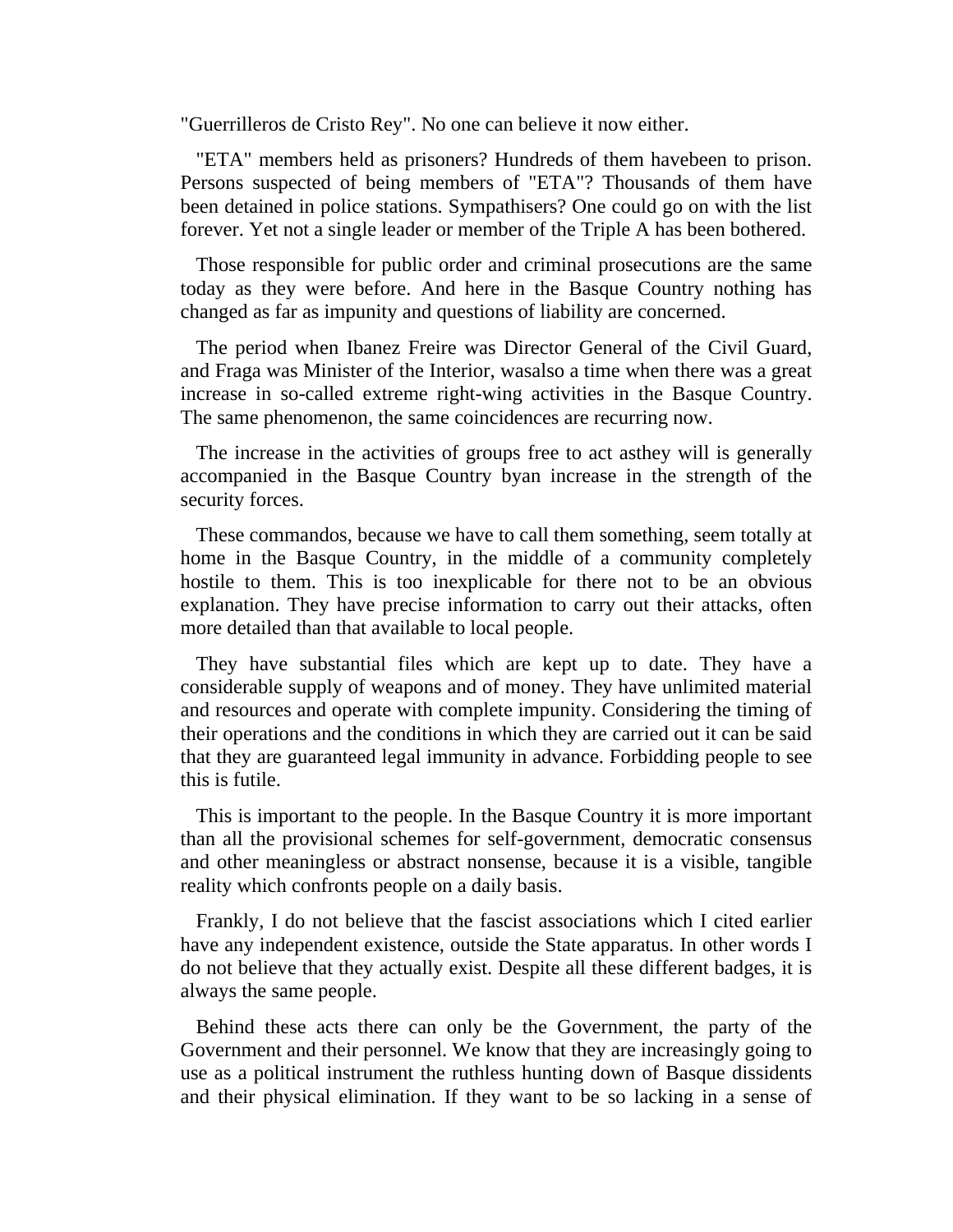"Guerrilleros de Cristo Rey". No one can believe it now either.

"ETA" members held as prisoners? Hundreds of them havebeen to prison. Persons suspected of being members of "ETA"? Thousands of them have been detained in police stations. Sympathisers? One could go on with the list forever. Yet not a single leader or member of the Triple A has been bothered.

Those responsible for public order and criminal prosecutions are the same today as they were before. And here in the Basque Country nothing has changed as far as impunity and questions of liability are concerned.

The period when Ibanez Freire was Director General of the Civil Guard, and Fraga was Minister of the Interior, wasalso a time when there was a great increase in so-called extreme right-wing activities in the Basque Country. The same phenomenon, the same coincidences are recurring now.

The increase in the activities of groups free to act asthey will is generally accompanied in the Basque Country byan increase in the strength of the security forces.

These commandos, because we have to call them something, seem totally at home in the Basque Country, in the middle of a community completely hostile to them. This is too inexplicable for there not to be an obvious explanation. They have precise information to carry out their attacks, often more detailed than that available to local people.

They have substantial files which are kept up to date. They have a considerable supply of weapons and of money. They have unlimited material and resources and operate with complete impunity. Considering the timing of their operations and the conditions in which they are carried out it can be said that they are guaranteed legal immunity in advance. Forbidding people to see this is futile.

This is important to the people. In the Basque Country it is more important than all the provisional schemes for self-government, democratic consensus and other meaningless or abstract nonsense, because it is a visible, tangible reality which confronts people on a daily basis.

Frankly, I do not believe that the fascist associations which I cited earlier have any independent existence, outside the State apparatus. In other words I do not believe that they actually exist. Despite all these different badges, it is always the same people.

Behind these acts there can only be the Government, the party of the Government and their personnel. We know that they are increasingly going to use as a political instrument the ruthless hunting down of Basque dissidents and their physical elimination. If they want to be so lacking in a sense of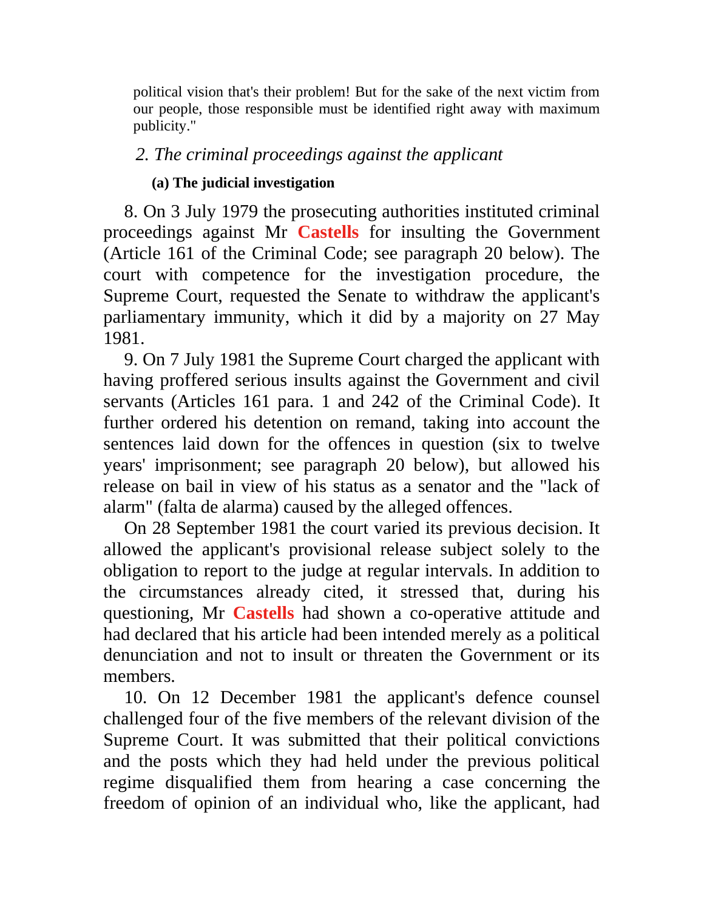political vision that's their problem! But for the sake of the next victim from our people, those responsible must be identified right away with maximum publicity."

### *2. The criminal proceedings against the applicant*

#### (a) The judicial investigation

8. On 3 July 1979 the prosecuting authorities instituted criminal proceedings against Mr **Castells** for insulting the Government (Article 161 of the Criminal Code; see paragraph 20 below). The court with competence for the investigation procedure, the Supreme Court, requested the Senate to withdraw the applicant's parliamentary immunity, which it did by a majority on 27 May 1981.

9. On 7 July 1981 the Supreme Court charged the applicant with having proffered serious insults against the Government and civil servants (Articles 161 para. 1 and 242 of the Criminal Code). It further ordered his detention on remand, taking into account the sentences laid down for the offences in question (six to twelve years' imprisonment; see paragraph 20 below), but allowed his release on bail in view of his status as a senator and the "lack of alarm" (falta de alarma) caused by the alleged offences.

On 28 September 1981 the court varied its previous decision. It allowed the applicant's provisional release subject solely to the obligation to report to the judge at regular intervals. In addition to the circumstances already cited, it stressed that, during his questioning, Mr **Castells** had shown a co-operative attitude and had declared that his article had been intended merely as a political denunciation and not to insult or threaten the Government or its members.

10. On 12 December 1981 the applicant's defence counsel challenged four of the five members of the relevant division of the Supreme Court. It was submitted that their political convictions and the posts which they had held under the previous political regime disqualified them from hearing a case concerning the freedom of opinion of an individual who, like the applicant, had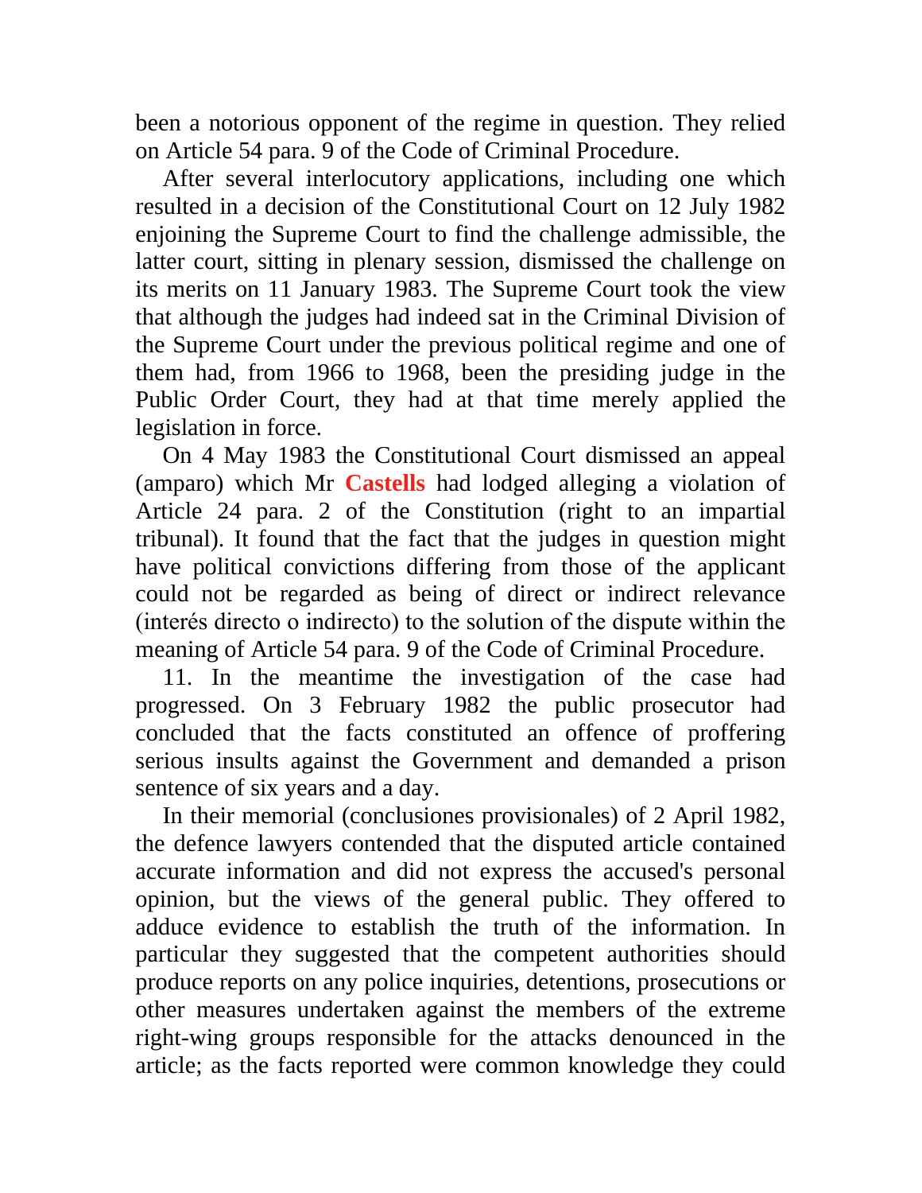been a notorious opponent of the regime in question. They relied on Article 54 para. 9 of the Code of Criminal Procedure.

After several interlocutory applications, including one which resulted in a decision of the Constitutional Court on 12 July 1982 enjoining the Supreme Court to find the challenge admissible, the latter court, sitting in plenary session, dismissed the challenge on its merits on 11 January 1983. The Supreme Court took the view that although the judges had indeed sat in the Criminal Division of the Supreme Court under the previous political regime and one of them had, from 1966 to 1968, been the presiding judge in the Public Order Court, they had at that time merely applied the legislation in force.

On 4 May 1983 the Constitutional Court dismissed an appeal (amparo) which Mr **Castells** had lodged alleging a violation of Article 24 para. 2 of the Constitution (right to an impartial tribunal). It found that the fact that the judges in question might have political convictions differing from those of the applicant could not be regarded as being of direct or indirect relevance (interés directo o indirecto) to the solution of the dispute within the meaning of Article 54 para. 9 of the Code of Criminal Procedure.

11. In the meantime the investigation of the case had progressed. On 3 February 1982 the public prosecutor had concluded that the facts constituted an offence of proffering serious insults against the Government and demanded a prison sentence of six years and a day.

In their memorial (conclusiones provisionales) of 2 April 1982, the defence lawyers contended that the disputed article contained accurate information and did not express the accused's personal opinion, but the views of the general public. They offered to adduce evidence to establish the truth of the information. In particular they suggested that the competent authorities should produce reports on any police inquiries, detentions, prosecutions or other measures undertaken against the members of the extreme right-wing groups responsible for the attacks denounced in the article; as the facts reported were common knowledge they could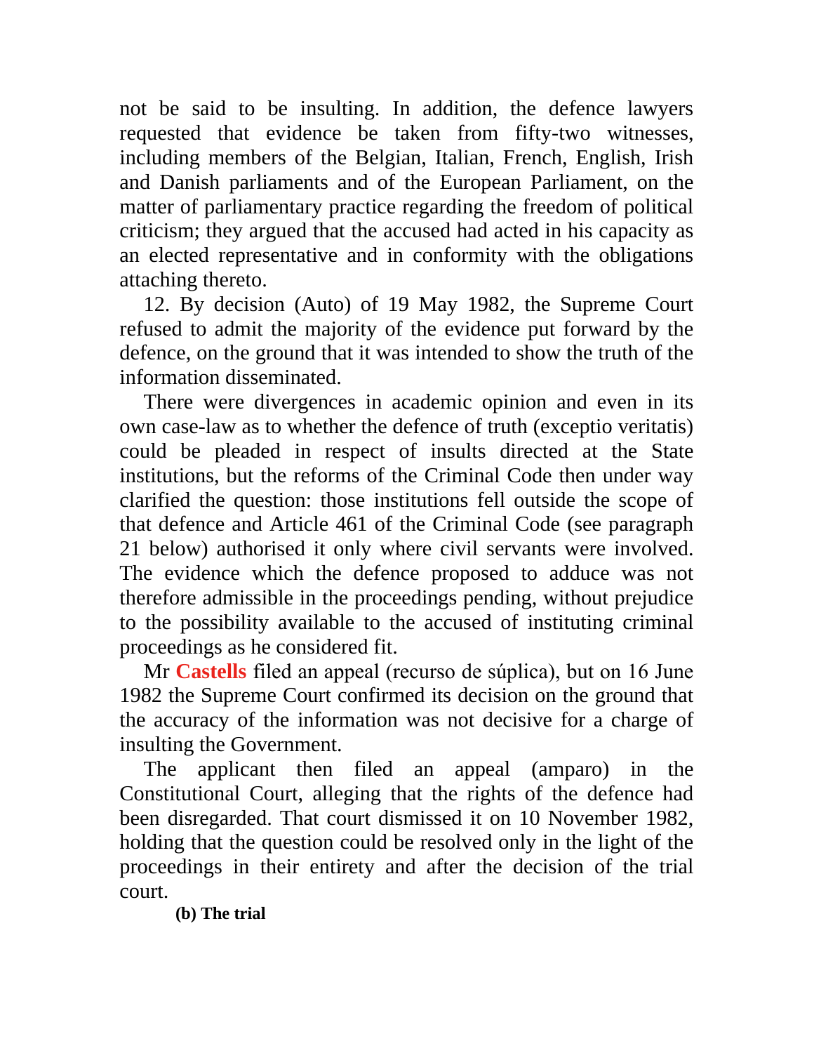not be said to be insulting. In addition, the defence lawyers requested that evidence be taken from fifty-two witnesses, including members of the Belgian, Italian, French, English, Irish and Danish parliaments and of the European Parliament, on the matter of parliamentary practice regarding the freedom of political criticism; they argued that the accused had acted in his capacity as an elected representative and in conformity with the obligations attaching thereto.

12. By decision (Auto) of 19 May 1982, the Supreme Court refused to admit the majority of the evidence put forward by the defence, on the ground that it was intended to show the truth of the information disseminated.

There were divergences in academic opinion and even in its own case-law as to whether the defence of truth (exceptio veritatis) could be pleaded in respect of insults directed at the State institutions, but the reforms of the Criminal Code then under way clarified the question: those institutions fell outside the scope of that defence and Article 461 of the Criminal Code (see paragraph 21 below) authorised it only where civil servants were involved. The evidence which the defence proposed to adduce was not therefore admissible in the proceedings pending, without prejudice to the possibility available to the accused of instituting criminal proceedings as he considered fit.

Mr **Castells** filed an appeal (recurso de súplica), but on 16 June 1982 the Supreme Court confirmed its decision on the ground that the accuracy of the information was not decisive for a charge of insulting the Government.

The applicant then filed an appeal (amparo) in the Constitutional Court, alleging that the rights of the defence had been disregarded. That court dismissed it on 10 November 1982, holding that the question could be resolved only in the light of the proceedings in their entirety and after the decision of the trial court.

**(b) The trial**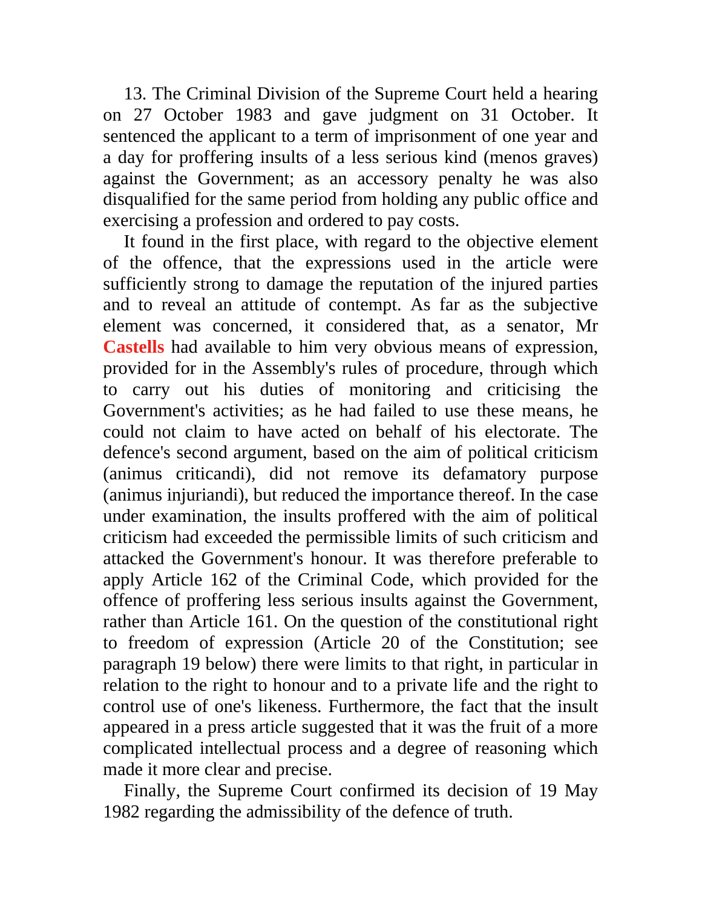13. The Criminal Division of the Supreme Court held a hearing on 27 October 1983 and gave judgment on 31 October. It sentenced the applicant to a term of imprisonment of one year and a day for proffering insults of a less serious kind (menos graves) against the Government; as an accessory penalty he was also disqualified for the same period from holding any public office and exercising a profession and ordered to pay costs.

It found in the first place, with regard to the objective element of the offence, that the expressions used in the article were sufficiently strong to damage the reputation of the injured parties and to reveal an attitude of contempt. As far as the subjective element was concerned, it considered that, as a senator, Mr **Castells** had available to him very obvious means of expression, provided for in the Assembly's rules of procedure, through which to carry out his duties of monitoring and criticising the Government's activities; as he had failed to use these means, he could not claim to have acted on behalf of his electorate. The defence's second argument, based on the aim of political criticism (animus criticandi), did not remove its defamatory purpose (animus injuriandi), but reduced the importance thereof. In the case under examination, the insults proffered with the aim of political criticism had exceeded the permissible limits of such criticism and attacked the Government's honour. It was therefore preferable to apply Article 162 of the Criminal Code, which provided for the offence of proffering less serious insults against the Government, rather than Article 161. On the question of the constitutional right to freedom of expression (Article 20 of the Constitution; see paragraph 19 below) there were limits to that right, in particular in relation to the right to honour and to a private life and the right to control use of one's likeness. Furthermore, the fact that the insult appeared in a press article suggested that it was the fruit of a more complicated intellectual process and a degree of reasoning which made it more clear and precise.

Finally, the Supreme Court confirmed its decision of 19 May 1982 regarding the admissibility of the defence of truth.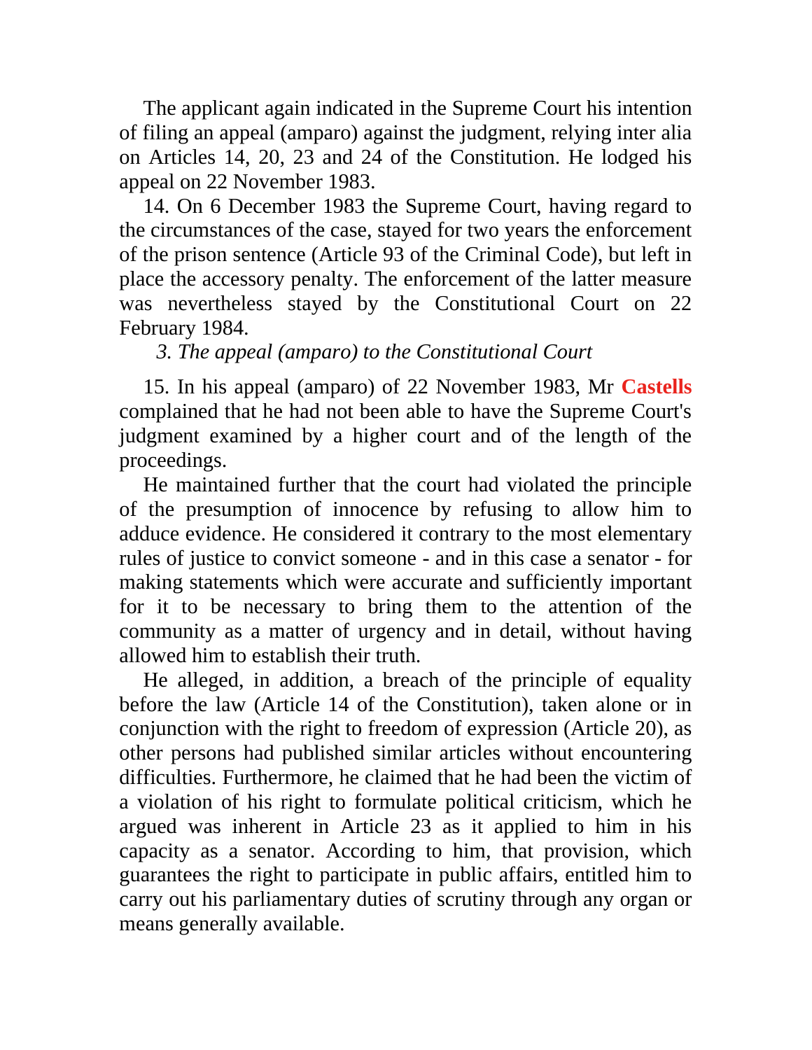The applicant again indicated in the Supreme Court his intention of filing an appeal (amparo) against the judgment, relying inter alia on Articles 14, 20, 23 and 24 of the Constitution. He lodged his appeal on 22 November 1983.

14. On 6 December 1983 the Supreme Court, having regard to the circumstances of the case, stayed for two years the enforcement of the prison sentence (Article 93 of the Criminal Code), but left in place the accessory penalty. The enforcement of the latter measure was nevertheless stayed by the Constitutional Court on 22 February 1984.

*3. The appeal (amparo) to the Constitutional Court*

15. In his appeal (amparo) of 22 November 1983, Mr **Castells** complained that he had not been able to have the Supreme Court's judgment examined by a higher court and of the length of the proceedings.

He maintained further that the court had violated the principle of the presumption of innocence by refusing to allow him to adduce evidence. He considered it contrary to the most elementary rules of justice to convict someone - and in this case a senator - for making statements which were accurate and sufficiently important for it to be necessary to bring them to the attention of the community as a matter of urgency and in detail, without having allowed him to establish their truth.

He alleged, in addition, a breach of the principle of equality before the law (Article 14 of the Constitution), taken alone or in conjunction with the right to freedom of expression (Article 20), as other persons had published similar articles without encountering difficulties. Furthermore, he claimed that he had been the victim of a violation of his right to formulate political criticism, which he argued was inherent in Article 23 as it applied to him in his capacity as a senator. According to him, that provision, which guarantees the right to participate in public affairs, entitled him to carry out his parliamentary duties of scrutiny through any organ or means generally available.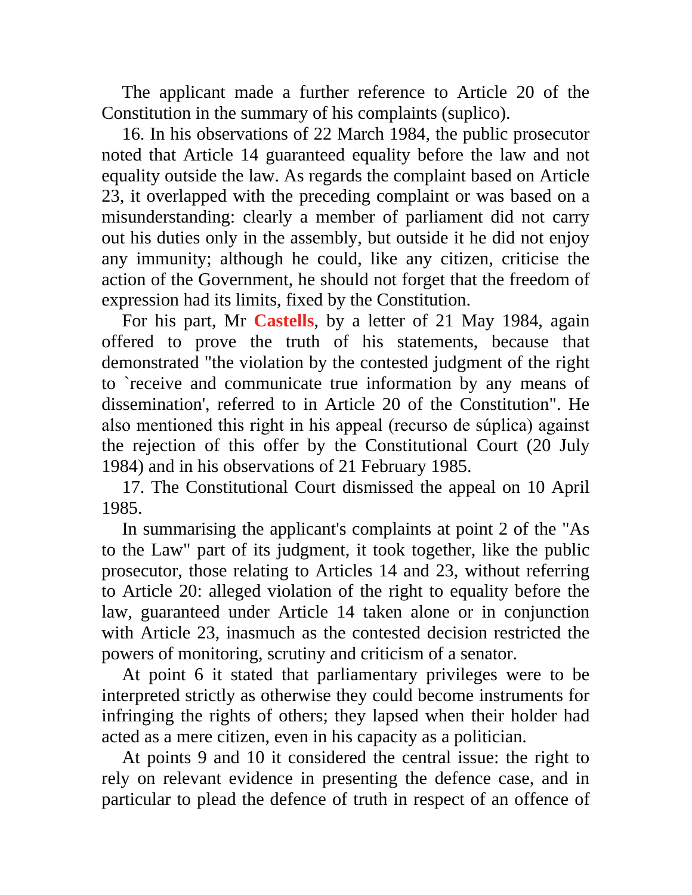The applicant made a further reference to Article 20 of the Constitution in the summary of his complaints (suplico).

16. In his observations of 22 March 1984, the public prosecutor noted that Article 14 guaranteed equality before the law and not equality outside the law. As regards the complaint based on Article 23, it overlapped with the preceding complaint or was based on a misunderstanding: clearly a member of parliament did not carry out his duties only in the assembly, but outside it he did not enjoy any immunity; although he could, like any citizen, criticise the action of the Government, he should not forget that the freedom of expression had its limits, fixed by the Constitution.

For his part, Mr **Castells**, by a letter of 21 May 1984, again offered to prove the truth of his statements, because that demonstrated "the violation by the contested judgment of the right to `receive and communicate true information by any means of dissemination', referred to in Article 20 of the Constitution". He also mentioned this right in his appeal (recurso de súplica) against the rejection of this offer by the Constitutional Court (20 July 1984) and in his observations of 21 February 1985.

17. The Constitutional Court dismissed the appeal on 10 April 1985.

In summarising the applicant's complaints at point 2 of the "As to the Law" part of its judgment, it took together, like the public prosecutor, those relating to Articles 14 and 23, without referring to Article 20: alleged violation of the right to equality before the law, guaranteed under Article 14 taken alone or in conjunction with Article 23, inasmuch as the contested decision restricted the powers of monitoring, scrutiny and criticism of a senator.

At point 6 it stated that parliamentary privileges were to be interpreted strictly as otherwise they could become instruments for infringing the rights of others; they lapsed when their holder had acted as a mere citizen, even in his capacity as a politician.

At points 9 and 10 it considered the central issue: the right to rely on relevant evidence in presenting the defence case, and in particular to plead the defence of truth in respect of an offence of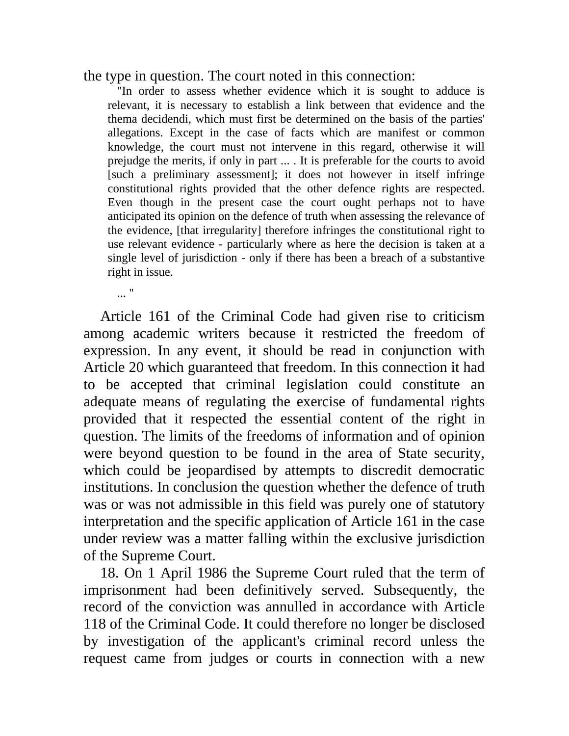the type in question. The court noted in this connection:

> "In order to assess whether evidence which it is sought to adduce is relevant, it is necessary to establish a link between that evidence and the thema decidendi, which must first be determined on the basis of the parties' allegations. Except in the case of facts which are manifest or common knowledge, the court must not intervene in this regard, otherwise it will prejudge the merits, if only in part ... . It is preferable for the courts to avoid [such a preliminary assessment]; it does not however in itself infringe constitutional rights provided that the other defence rights are respected. Even though in the present case the court ought perhaps not to have anticipated its opinion on the defence of truth when assessing the relevance of the evidence, [that irregularity] therefore infringes the constitutional right to use relevant evidence - particularly where as here the decision is taken at a single level of jurisdiction - only if there has been a breach of a substantive right in issue.
>
> ... "

Article 161 of the Criminal Code had given rise to criticism among academic writers because it restricted the freedom of expression. In any event, it should be read in conjunction with Article 20 which guaranteed that freedom. In this connection it had to be accepted that criminal legislation could constitute an adequate means of regulating the exercise of fundamental rights provided that it respected the essential content of the right in question. The limits of the freedoms of information and of opinion were beyond question to be found in the area of State security, which could be jeopardised by attempts to discredit democratic institutions. In conclusion the question whether the defence of truth was or was not admissible in this field was purely one of statutory interpretation and the specific application of Article 161 in the case under review was a matter falling within the exclusive jurisdiction of the Supreme Court.

18. On 1 April 1986 the Supreme Court ruled that the term of imprisonment had been definitively served. Subsequently, the record of the conviction was annulled in accordance with Article 118 of the Criminal Code. It could therefore no longer be disclosed by investigation of the applicant's criminal record unless the request came from judges or courts in connection with a new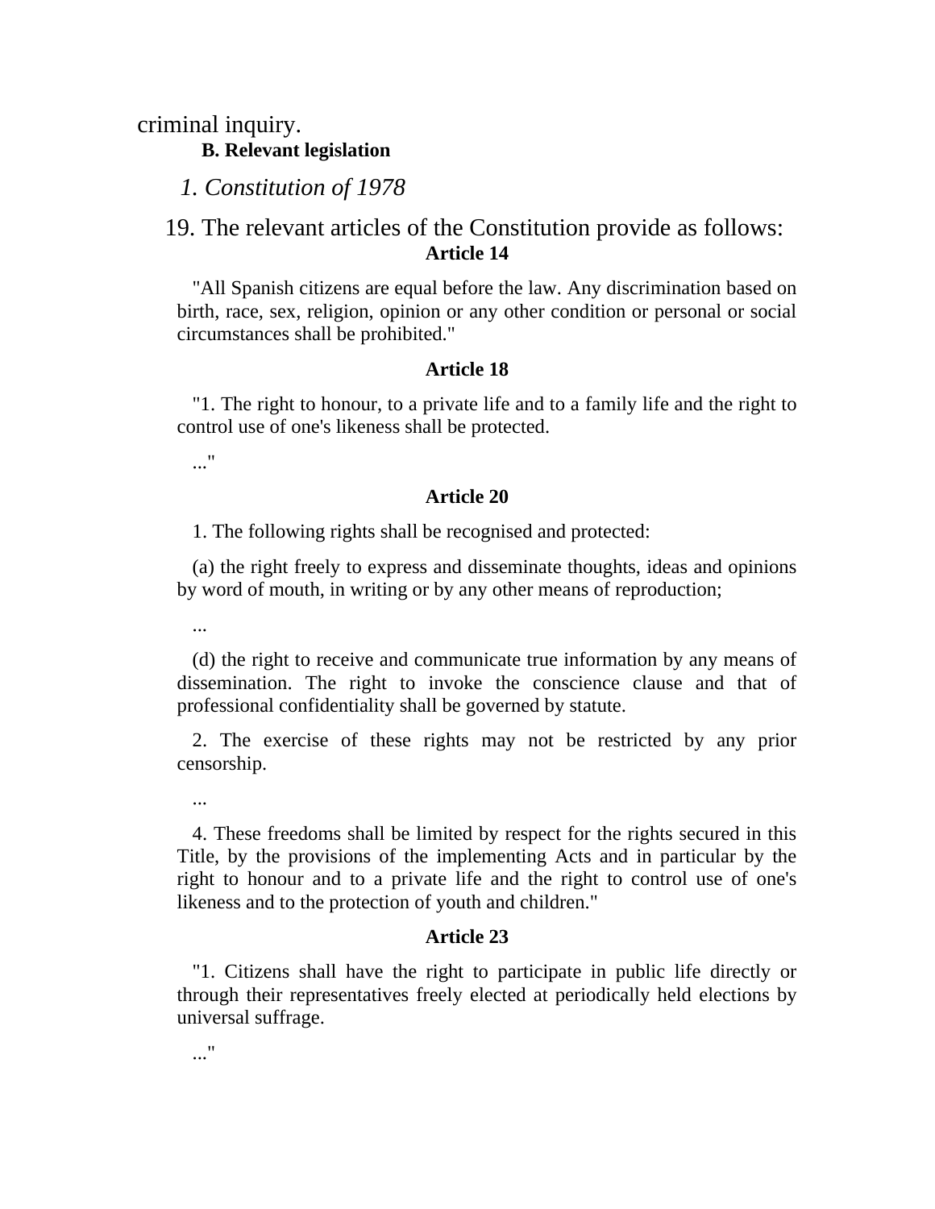criminal inquiry.

### B. Relevant legislation

*1. Constitution of 1978*

19. The relevant articles of the Constitution provide as follows:

**Article 14**

"All Spanish citizens are equal before the law. Any discrimination based on birth, race, sex, religion, opinion or any other condition or personal or social circumstances shall be prohibited."

**Article 18**

"1. The right to honour, to a private life and to a family life and the right to control use of one's likeness shall be protected.

..."

**Article 20**

1. The following rights shall be recognised and protected:

(a) the right freely to express and disseminate thoughts, ideas and opinions by word of mouth, in writing or by any other means of reproduction;

...

(d) the right to receive and communicate true information by any means of dissemination. The right to invoke the conscience clause and that of professional confidentiality shall be governed by statute.

2. The exercise of these rights may not be restricted by any prior censorship.

...

4. These freedoms shall be limited by respect for the rights secured in this Title, by the provisions of the implementing Acts and in particular by the right to honour and to a private life and the right to control use of one's likeness and to the protection of youth and children."

**Article 23**

"1. Citizens shall have the right to participate in public life directly or through their representatives freely elected at periodically held elections by universal suffrage.

..."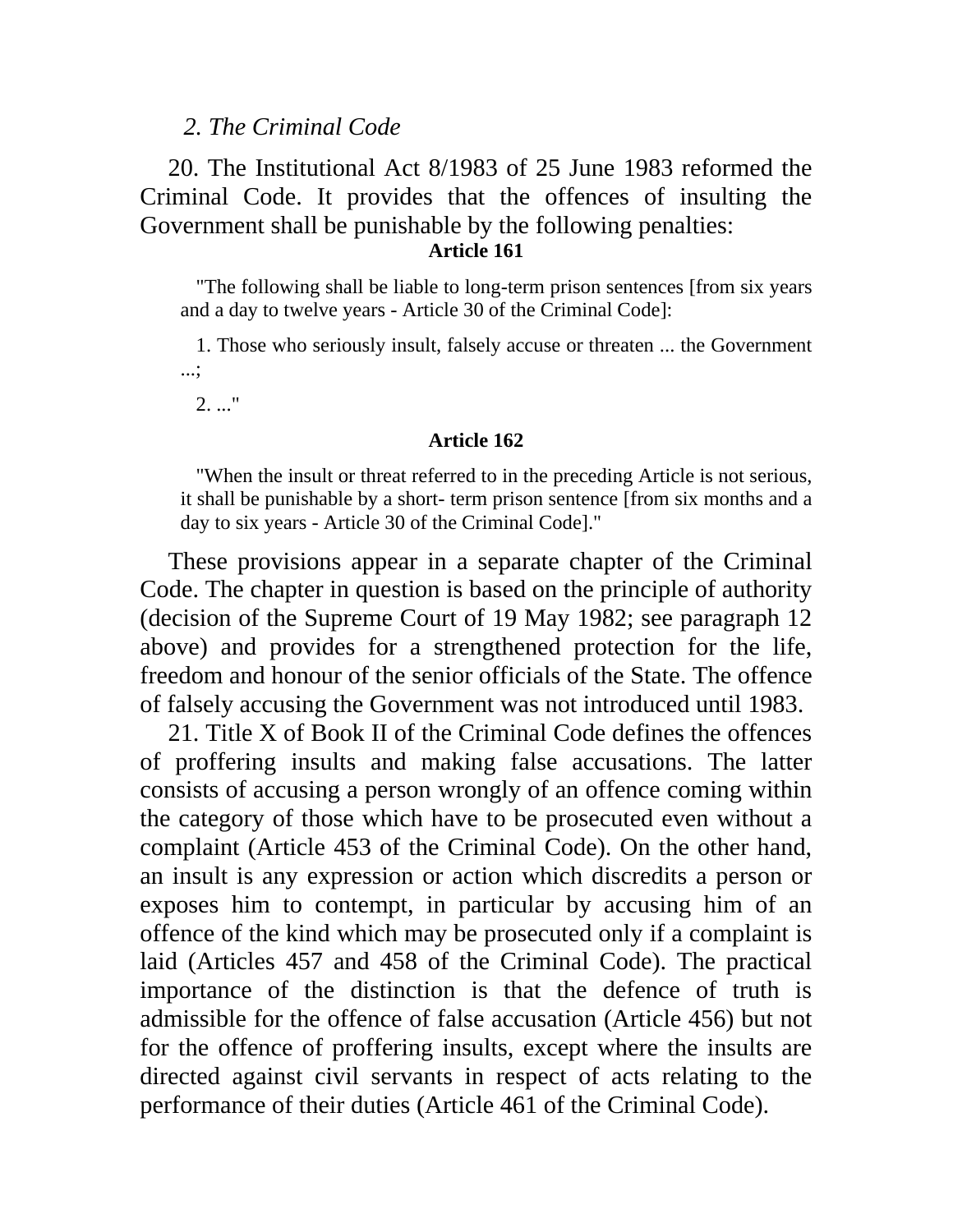*2. The Criminal Code*

20. The Institutional Act 8/1983 of 25 June 1983 reformed the Criminal Code. It provides that the offences of insulting the Government shall be punishable by the following penalties:

**Article 161**

> "The following shall be liable to long-term prison sentences [from six years and a day to twelve years - Article 30 of the Criminal Code]:
>
> 1. Those who seriously insult, falsely accuse or threaten ... the Government ...;
>
> 2. ..."

**Article 162**

> "When the insult or threat referred to in the preceding Article is not serious, it shall be punishable by a short- term prison sentence [from six months and a day to six years - Article 30 of the Criminal Code]."

These provisions appear in a separate chapter of the Criminal Code. The chapter in question is based on the principle of authority (decision of the Supreme Court of 19 May 1982; see paragraph 12 above) and provides for a strengthened protection for the life, freedom and honour of the senior officials of the State. The offence of falsely accusing the Government was not introduced until 1983.

21. Title X of Book II of the Criminal Code defines the offences of proffering insults and making false accusations. The latter consists of accusing a person wrongly of an offence coming within the category of those which have to be prosecuted even without a complaint (Article 453 of the Criminal Code). On the other hand, an insult is any expression or action which discredits a person or exposes him to contempt, in particular by accusing him of an offence of the kind which may be prosecuted only if a complaint is laid (Articles 457 and 458 of the Criminal Code). The practical importance of the distinction is that the defence of truth is admissible for the offence of false accusation (Article 456) but not for the offence of proffering insults, except where the insults are directed against civil servants in respect of acts relating to the performance of their duties (Article 461 of the Criminal Code).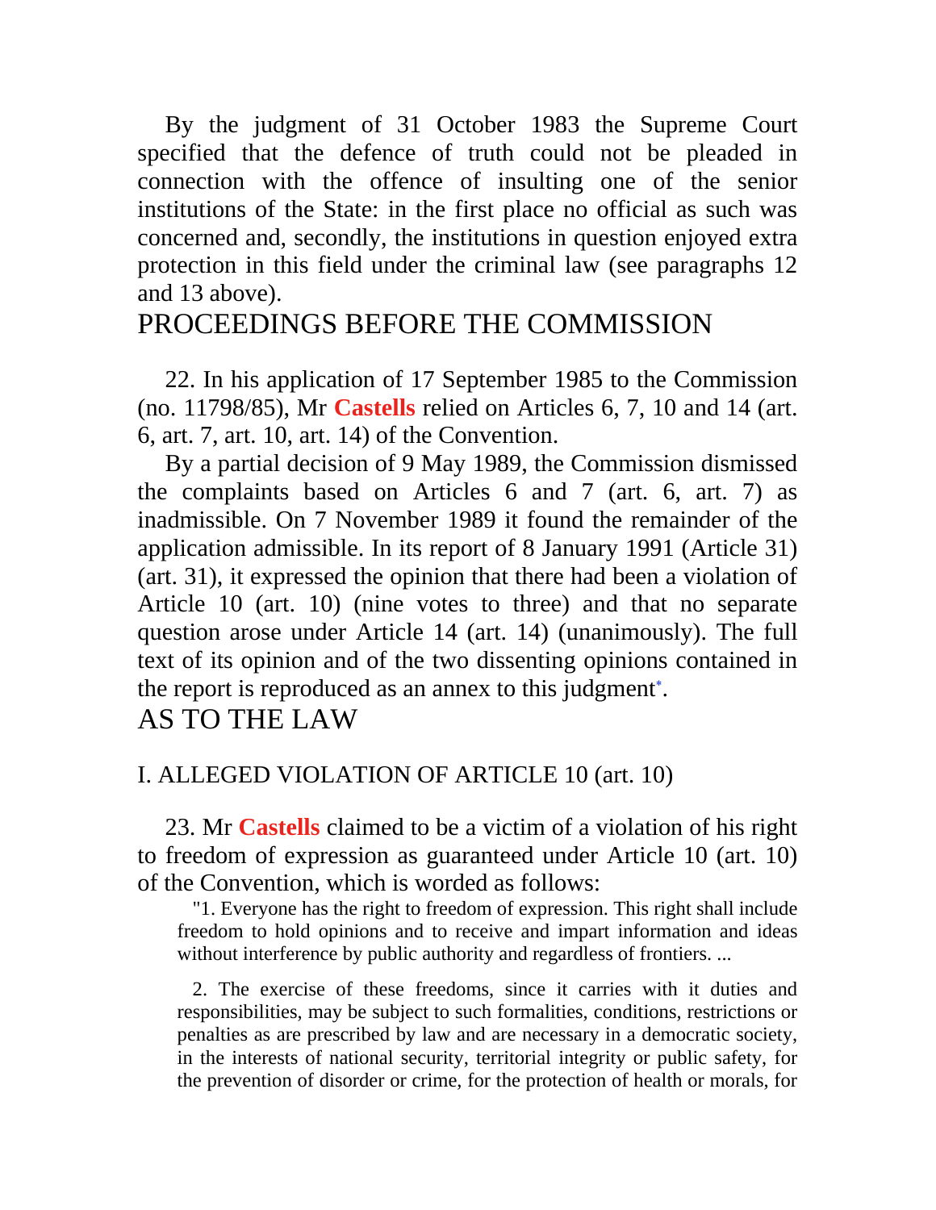By the judgment of 31 October 1983 the Supreme Court specified that the defence of truth could not be pleaded in connection with the offence of insulting one of the senior institutions of the State: in the first place no official as such was concerned and, secondly, the institutions in question enjoyed extra protection in this field under the criminal law (see paragraphs 12 and 13 above).

## PROCEEDINGS BEFORE THE COMMISSION

22. In his application of 17 September 1985 to the Commission (no. 11798/85), Mr **Castells** relied on Articles 6, 7, 10 and 14 (art. 6, art. 7, art. 10, art. 14) of the Convention.

By a partial decision of 9 May 1989, the Commission dismissed the complaints based on Articles 6 and 7 (art. 6, art. 7) as inadmissible. On 7 November 1989 it found the remainder of the application admissible. In its report of 8 January 1991 (Article 31) (art. 31), it expressed the opinion that there had been a violation of Article 10 (art. 10) (nine votes to three) and that no separate question arose under Article 14 (art. 14) (unanimously). The full text of its opinion and of the two dissenting opinions contained in the report is reproduced as an annex to this judgment[*].

## AS TO THE LAW

### I. ALLEGED VIOLATION OF ARTICLE 10 (art. 10)

23. Mr **Castells** claimed to be a victim of a violation of his right to freedom of expression as guaranteed under Article 10 (art. 10) of the Convention, which is worded as follows:

> "1. Everyone has the right to freedom of expression. This right shall include freedom to hold opinions and to receive and impart information and ideas without interference by public authority and regardless of frontiers. ...
>
> 2. The exercise of these freedoms, since it carries with it duties and responsibilities, may be subject to such formalities, conditions, restrictions or penalties as are prescribed by law and are necessary in a democratic society, in the interests of national security, territorial integrity or public safety, for the prevention of disorder or crime, for the protection of health or morals, for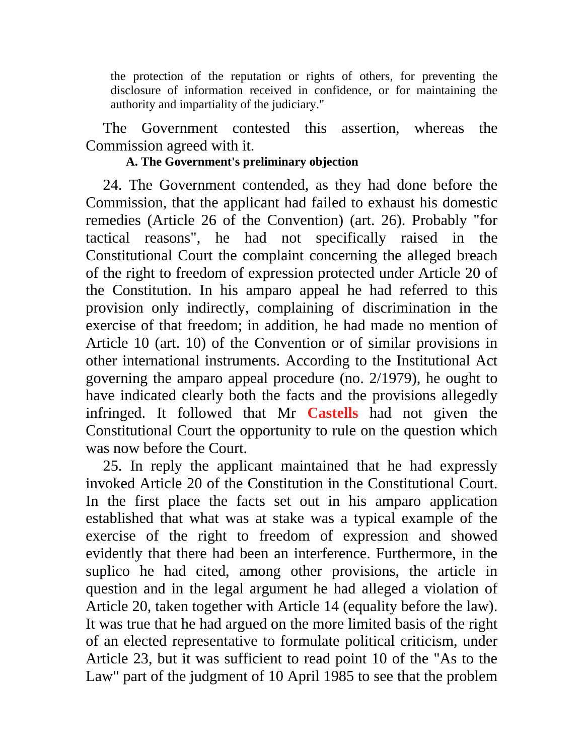the protection of the reputation or rights of others, for preventing the disclosure of information received in confidence, or for maintaining the authority and impartiality of the judiciary."

The Government contested this assertion, whereas the Commission agreed with it.

**A. The Government's preliminary objection**

24. The Government contended, as they had done before the Commission, that the applicant had failed to exhaust his domestic remedies (Article 26 of the Convention) (art. 26). Probably "for tactical reasons", he had not specifically raised in the Constitutional Court the complaint concerning the alleged breach of the right to freedom of expression protected under Article 20 of the Constitution. In his amparo appeal he had referred to this provision only indirectly, complaining of discrimination in the exercise of that freedom; in addition, he had made no mention of Article 10 (art. 10) of the Convention or of similar provisions in other international instruments. According to the Institutional Act governing the amparo appeal procedure (no. 2/1979), he ought to have indicated clearly both the facts and the provisions allegedly infringed. It followed that Mr **Castells** had not given the Constitutional Court the opportunity to rule on the question which was now before the Court.

25. In reply the applicant maintained that he had expressly invoked Article 20 of the Constitution in the Constitutional Court. In the first place the facts set out in his amparo application established that what was at stake was a typical example of the exercise of the right to freedom of expression and showed evidently that there had been an interference. Furthermore, in the suplico he had cited, among other provisions, the article in question and in the legal argument he had alleged a violation of Article 20, taken together with Article 14 (equality before the law). It was true that he had argued on the more limited basis of the right of an elected representative to formulate political criticism, under Article 23, but it was sufficient to read point 10 of the "As to the Law" part of the judgment of 10 April 1985 to see that the problem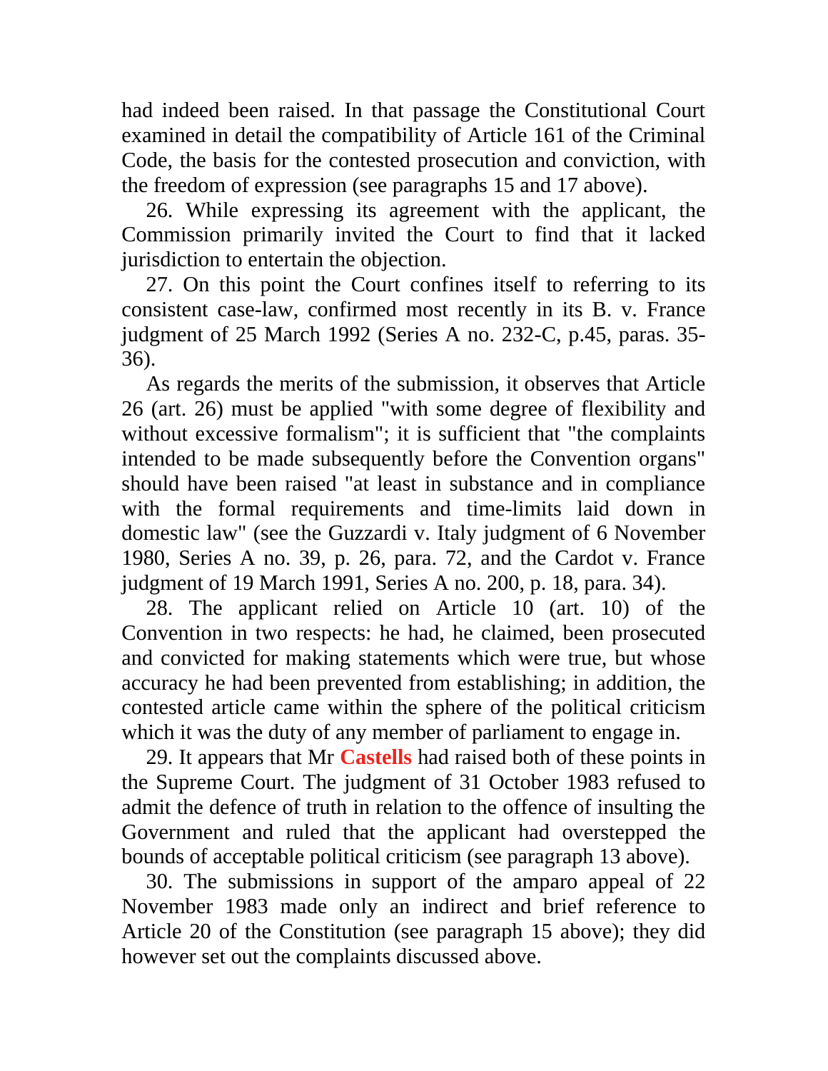had indeed been raised. In that passage the Constitutional Court examined in detail the compatibility of Article 161 of the Criminal Code, the basis for the contested prosecution and conviction, with the freedom of expression (see paragraphs 15 and 17 above).

26. While expressing its agreement with the applicant, the Commission primarily invited the Court to find that it lacked jurisdiction to entertain the objection.

27. On this point the Court confines itself to referring to its consistent case-law, confirmed most recently in its B. v. France judgment of 25 March 1992 (Series A no. 232-C, p.45, paras. 35-36).

As regards the merits of the submission, it observes that Article 26 (art. 26) must be applied "with some degree of flexibility and without excessive formalism"; it is sufficient that "the complaints intended to be made subsequently before the Convention organs" should have been raised "at least in substance and in compliance with the formal requirements and time-limits laid down in domestic law" (see the Guzzardi v. Italy judgment of 6 November 1980, Series A no. 39, p. 26, para. 72, and the Cardot v. France judgment of 19 March 1991, Series A no. 200, p. 18, para. 34).

28. The applicant relied on Article 10 (art. 10) of the Convention in two respects: he had, he claimed, been prosecuted and convicted for making statements which were true, but whose accuracy he had been prevented from establishing; in addition, the contested article came within the sphere of the political criticism which it was the duty of any member of parliament to engage in.

29. It appears that Mr **Castells** had raised both of these points in the Supreme Court. The judgment of 31 October 1983 refused to admit the defence of truth in relation to the offence of insulting the Government and ruled that the applicant had overstepped the bounds of acceptable political criticism (see paragraph 13 above).

30. The submissions in support of the amparo appeal of 22 November 1983 made only an indirect and brief reference to Article 20 of the Constitution (see paragraph 15 above); they did however set out the complaints discussed above.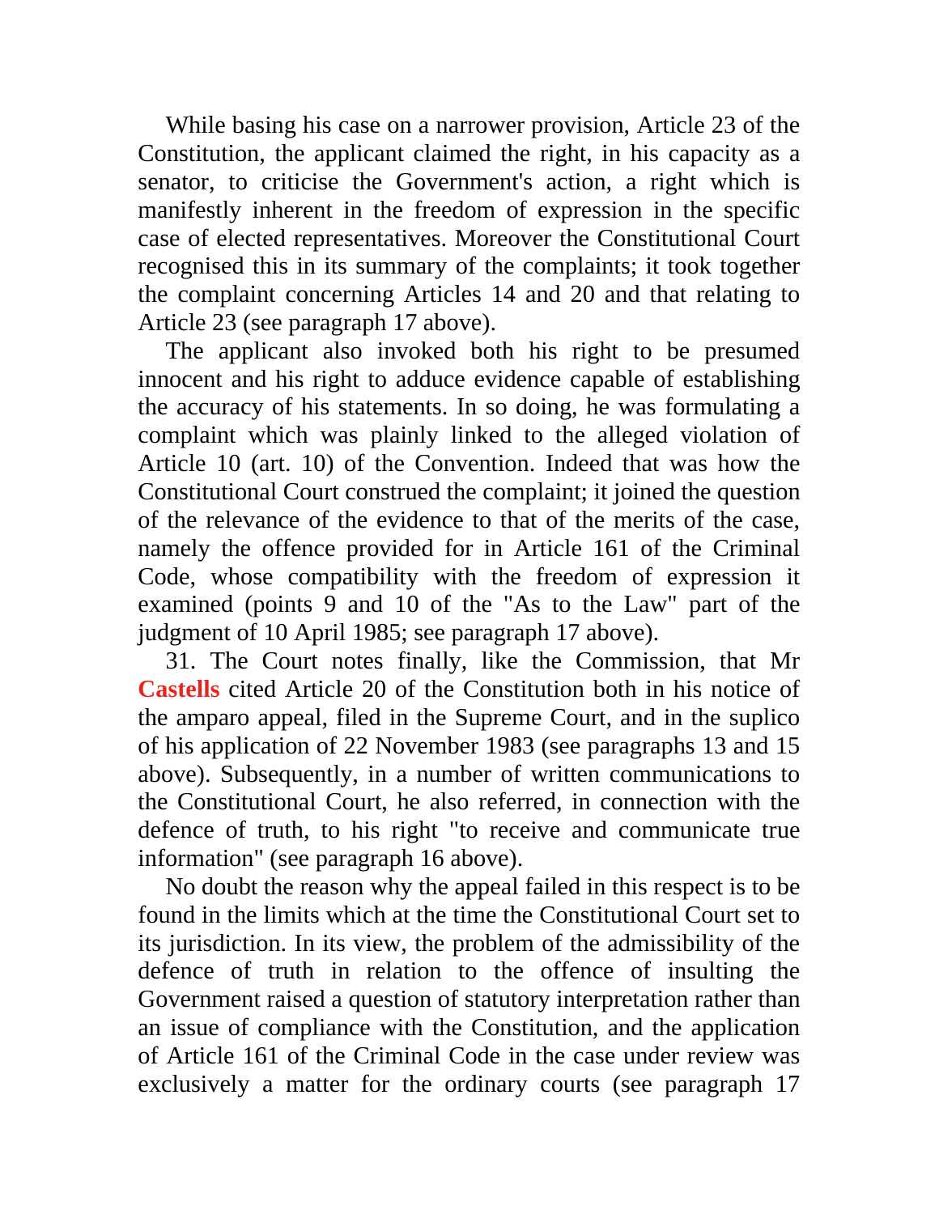While basing his case on a narrower provision, Article 23 of the Constitution, the applicant claimed the right, in his capacity as a senator, to criticise the Government's action, a right which is manifestly inherent in the freedom of expression in the specific case of elected representatives. Moreover the Constitutional Court recognised this in its summary of the complaints; it took together the complaint concerning Articles 14 and 20 and that relating to Article 23 (see paragraph 17 above).

The applicant also invoked both his right to be presumed innocent and his right to adduce evidence capable of establishing the accuracy of his statements. In so doing, he was formulating a complaint which was plainly linked to the alleged violation of Article 10 (art. 10) of the Convention. Indeed that was how the Constitutional Court construed the complaint; it joined the question of the relevance of the evidence to that of the merits of the case, namely the offence provided for in Article 161 of the Criminal Code, whose compatibility with the freedom of expression it examined (points 9 and 10 of the "As to the Law" part of the judgment of 10 April 1985; see paragraph 17 above).

31. The Court notes finally, like the Commission, that Mr Castells cited Article 20 of the Constitution both in his notice of the amparo appeal, filed in the Supreme Court, and in the suplico of his application of 22 November 1983 (see paragraphs 13 and 15 above). Subsequently, in a number of written communications to the Constitutional Court, he also referred, in connection with the defence of truth, to his right "to receive and communicate true information" (see paragraph 16 above).

No doubt the reason why the appeal failed in this respect is to be found in the limits which at the time the Constitutional Court set to its jurisdiction. In its view, the problem of the admissibility of the defence of truth in relation to the offence of insulting the Government raised a question of statutory interpretation rather than an issue of compliance with the Constitution, and the application of Article 161 of the Criminal Code in the case under review was exclusively a matter for the ordinary courts (see paragraph 17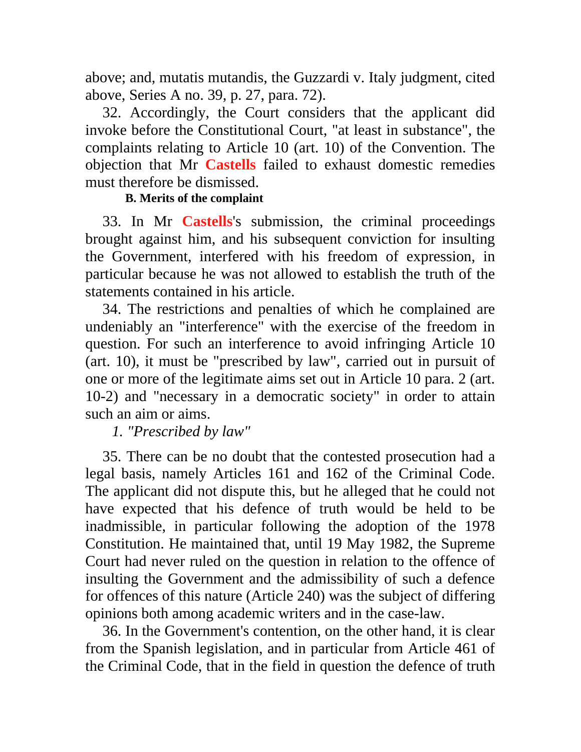above; and, mutatis mutandis, the Guzzardi v. Italy judgment, cited above, Series A no. 39, p. 27, para. 72).

32. Accordingly, the Court considers that the applicant did invoke before the Constitutional Court, "at least in substance", the complaints relating to Article 10 (art. 10) of the Convention. The objection that Mr **Castells** failed to exhaust domestic remedies must therefore be dismissed.

**B. Merits of the complaint**

33. In Mr **Castells**'s submission, the criminal proceedings brought against him, and his subsequent conviction for insulting the Government, interfered with his freedom of expression, in particular because he was not allowed to establish the truth of the statements contained in his article.

34. The restrictions and penalties of which he complained are undeniably an "interference" with the exercise of the freedom in question. For such an interference to avoid infringing Article 10 (art. 10), it must be "prescribed by law", carried out in pursuit of one or more of the legitimate aims set out in Article 10 para. 2 (art. 10-2) and "necessary in a democratic society" in order to attain such an aim or aims.

*1. "Prescribed by law"*

35. There can be no doubt that the contested prosecution had a legal basis, namely Articles 161 and 162 of the Criminal Code. The applicant did not dispute this, but he alleged that he could not have expected that his defence of truth would be held to be inadmissible, in particular following the adoption of the 1978 Constitution. He maintained that, until 19 May 1982, the Supreme Court had never ruled on the question in relation to the offence of insulting the Government and the admissibility of such a defence for offences of this nature (Article 240) was the subject of differing opinions both among academic writers and in the case-law.

36. In the Government's contention, on the other hand, it is clear from the Spanish legislation, and in particular from Article 461 of the Criminal Code, that in the field in question the defence of truth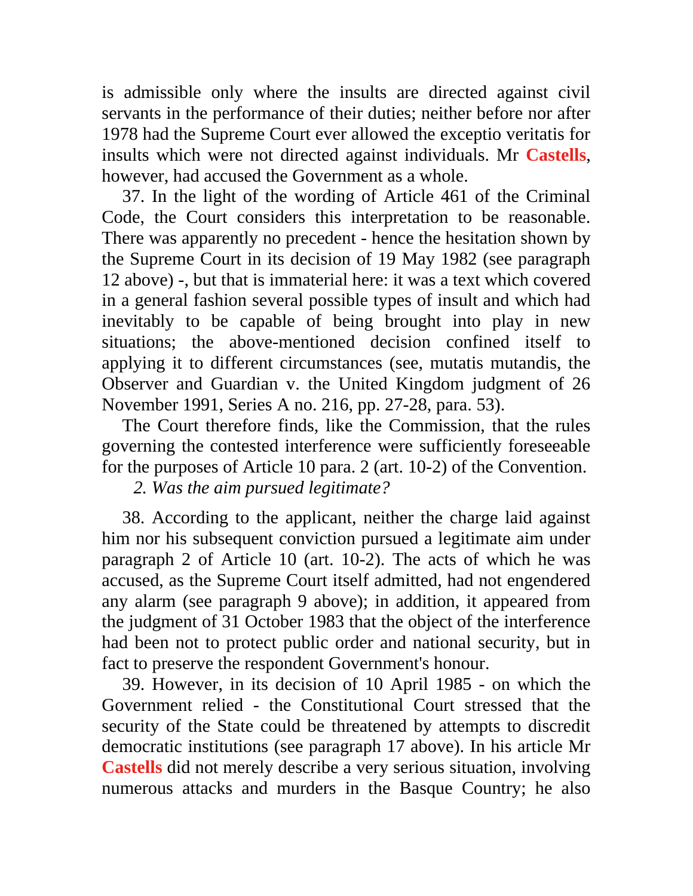is admissible only where the insults are directed against civil servants in the performance of their duties; neither before nor after 1978 had the Supreme Court ever allowed the exceptio veritatis for insults which were not directed against individuals. Mr **Castells**, however, had accused the Government as a whole.

37. In the light of the wording of Article 461 of the Criminal Code, the Court considers this interpretation to be reasonable. There was apparently no precedent - hence the hesitation shown by the Supreme Court in its decision of 19 May 1982 (see paragraph 12 above) -, but that is immaterial here: it was a text which covered in a general fashion several possible types of insult and which had inevitably to be capable of being brought into play in new situations; the above-mentioned decision confined itself to applying it to different circumstances (see, mutatis mutandis, the Observer and Guardian v. the United Kingdom judgment of 26 November 1991, Series A no. 216, pp. 27-28, para. 53).

The Court therefore finds, like the Commission, that the rules governing the contested interference were sufficiently foreseeable for the purposes of Article 10 para. 2 (art. 10-2) of the Convention.

*2. Was the aim pursued legitimate?*

38. According to the applicant, neither the charge laid against him nor his subsequent conviction pursued a legitimate aim under paragraph 2 of Article 10 (art. 10-2). The acts of which he was accused, as the Supreme Court itself admitted, had not engendered any alarm (see paragraph 9 above); in addition, it appeared from the judgment of 31 October 1983 that the object of the interference had been not to protect public order and national security, but in fact to preserve the respondent Government's honour.

39. However, in its decision of 10 April 1985 - on which the Government relied - the Constitutional Court stressed that the security of the State could be threatened by attempts to discredit democratic institutions (see paragraph 17 above). In his article Mr **Castells** did not merely describe a very serious situation, involving numerous attacks and murders in the Basque Country; he also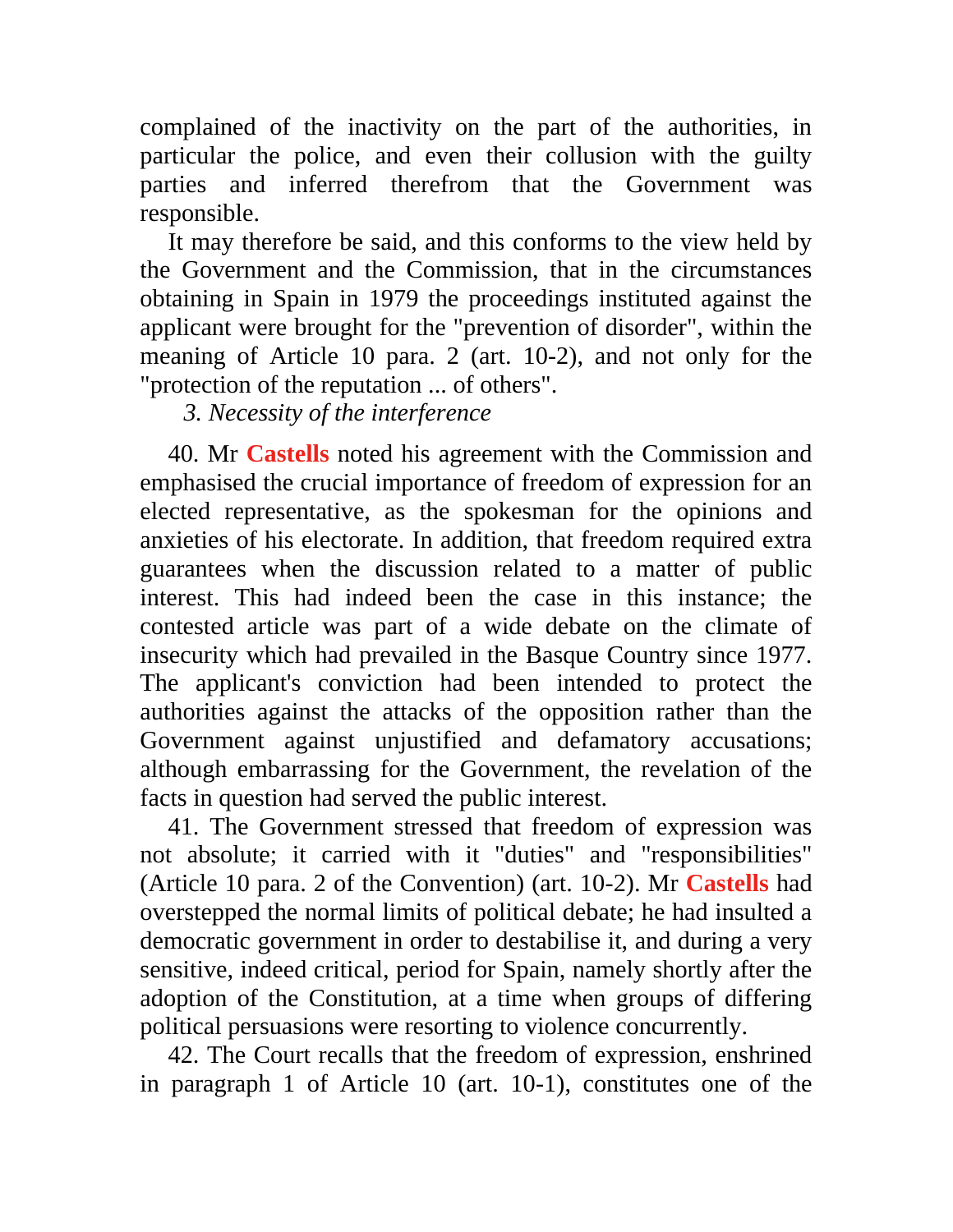complained of the inactivity on the part of the authorities, in particular the police, and even their collusion with the guilty parties and inferred therefrom that the Government was responsible.

It may therefore be said, and this conforms to the view held by the Government and the Commission, that in the circumstances obtaining in Spain in 1979 the proceedings instituted against the applicant were brought for the "prevention of disorder", within the meaning of Article 10 para. 2 (art. 10-2), and not only for the "protection of the reputation ... of others".

*3. Necessity of the interference*

40. Mr **Castells** noted his agreement with the Commission and emphasised the crucial importance of freedom of expression for an elected representative, as the spokesman for the opinions and anxieties of his electorate. In addition, that freedom required extra guarantees when the discussion related to a matter of public interest. This had indeed been the case in this instance; the contested article was part of a wide debate on the climate of insecurity which had prevailed in the Basque Country since 1977. The applicant's conviction had been intended to protect the authorities against the attacks of the opposition rather than the Government against unjustified and defamatory accusations; although embarrassing for the Government, the revelation of the facts in question had served the public interest.

41. The Government stressed that freedom of expression was not absolute; it carried with it "duties" and "responsibilities" (Article 10 para. 2 of the Convention) (art. 10-2). Mr **Castells** had overstepped the normal limits of political debate; he had insulted a democratic government in order to destabilise it, and during a very sensitive, indeed critical, period for Spain, namely shortly after the adoption of the Constitution, at a time when groups of differing political persuasions were resorting to violence concurrently.

42. The Court recalls that the freedom of expression, enshrined in paragraph 1 of Article 10 (art. 10-1), constitutes one of the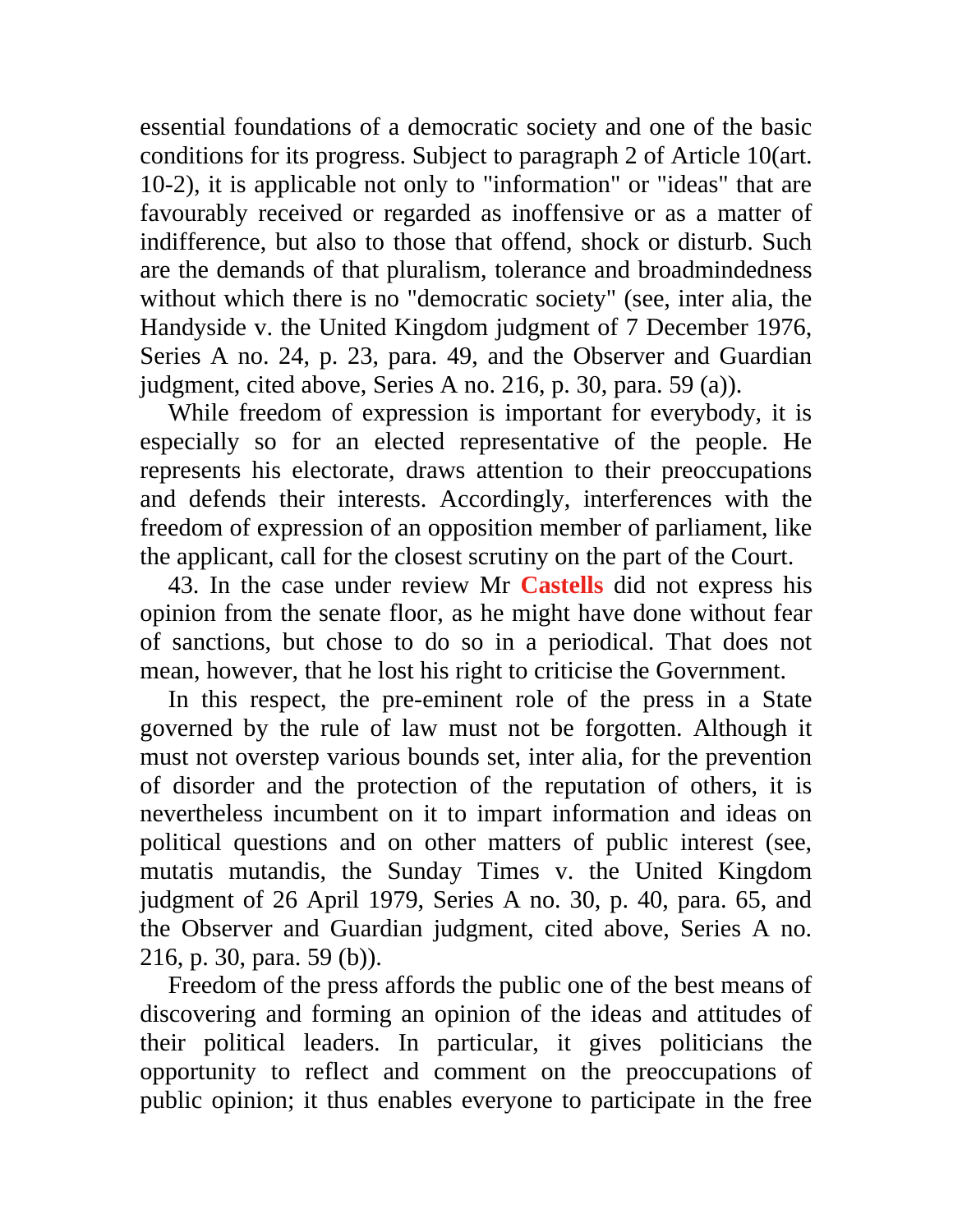essential foundations of a democratic society and one of the basic conditions for its progress. Subject to paragraph 2 of Article 10(art. 10-2), it is applicable not only to "information" or "ideas" that are favourably received or regarded as inoffensive or as a matter of indifference, but also to those that offend, shock or disturb. Such are the demands of that pluralism, tolerance and broadmindedness without which there is no "democratic society" (see, inter alia, the Handyside v. the United Kingdom judgment of 7 December 1976, Series A no. 24, p. 23, para. 49, and the Observer and Guardian judgment, cited above, Series A no. 216, p. 30, para. 59 (a)).

While freedom of expression is important for everybody, it is especially so for an elected representative of the people. He represents his electorate, draws attention to their preoccupations and defends their interests. Accordingly, interferences with the freedom of expression of an opposition member of parliament, like the applicant, call for the closest scrutiny on the part of the Court.

43. In the case under review Mr **Castells** did not express his opinion from the senate floor, as he might have done without fear of sanctions, but chose to do so in a periodical. That does not mean, however, that he lost his right to criticise the Government.

In this respect, the pre-eminent role of the press in a State governed by the rule of law must not be forgotten. Although it must not overstep various bounds set, inter alia, for the prevention of disorder and the protection of the reputation of others, it is nevertheless incumbent on it to impart information and ideas on political questions and on other matters of public interest (see, mutatis mutandis, the Sunday Times v. the United Kingdom judgment of 26 April 1979, Series A no. 30, p. 40, para. 65, and the Observer and Guardian judgment, cited above, Series A no. 216, p. 30, para. 59 (b)).

Freedom of the press affords the public one of the best means of discovering and forming an opinion of the ideas and attitudes of their political leaders. In particular, it gives politicians the opportunity to reflect and comment on the preoccupations of public opinion; it thus enables everyone to participate in the free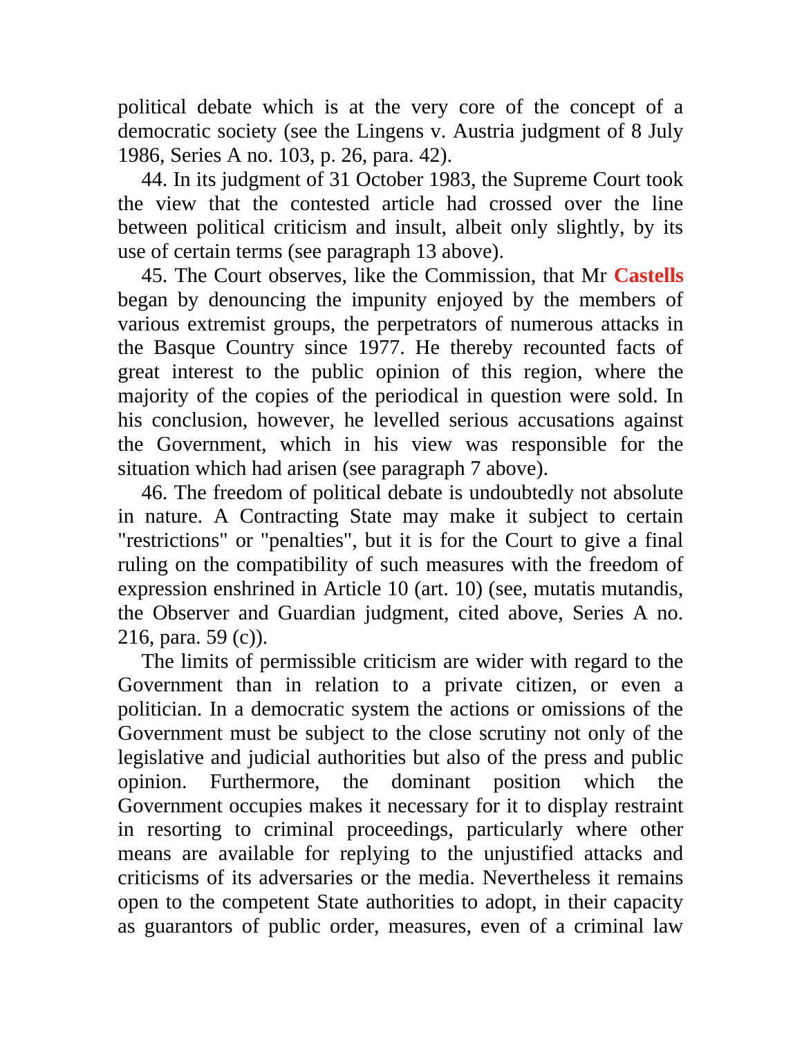political debate which is at the very core of the concept of a democratic society (see the Lingens v. Austria judgment of 8 July 1986, Series A no. 103, p. 26, para. 42).

44. In its judgment of 31 October 1983, the Supreme Court took the view that the contested article had crossed over the line between political criticism and insult, albeit only slightly, by its use of certain terms (see paragraph 13 above).

45. The Court observes, like the Commission, that Mr **Castells** began by denouncing the impunity enjoyed by the members of various extremist groups, the perpetrators of numerous attacks in the Basque Country since 1977. He thereby recounted facts of great interest to the public opinion of this region, where the majority of the copies of the periodical in question were sold. In his conclusion, however, he levelled serious accusations against the Government, which in his view was responsible for the situation which had arisen (see paragraph 7 above).

46. The freedom of political debate is undoubtedly not absolute in nature. A Contracting State may make it subject to certain "restrictions" or "penalties", but it is for the Court to give a final ruling on the compatibility of such measures with the freedom of expression enshrined in Article 10 (art. 10) (see, mutatis mutandis, the Observer and Guardian judgment, cited above, Series A no. 216, para. 59 (c)).

The limits of permissible criticism are wider with regard to the Government than in relation to a private citizen, or even a politician. In a democratic system the actions or omissions of the Government must be subject to the close scrutiny not only of the legislative and judicial authorities but also of the press and public opinion. Furthermore, the dominant position which the Government occupies makes it necessary for it to display restraint in resorting to criminal proceedings, particularly where other means are available for replying to the unjustified attacks and criticisms of its adversaries or the media. Nevertheless it remains open to the competent State authorities to adopt, in their capacity as guarantors of public order, measures, even of a criminal law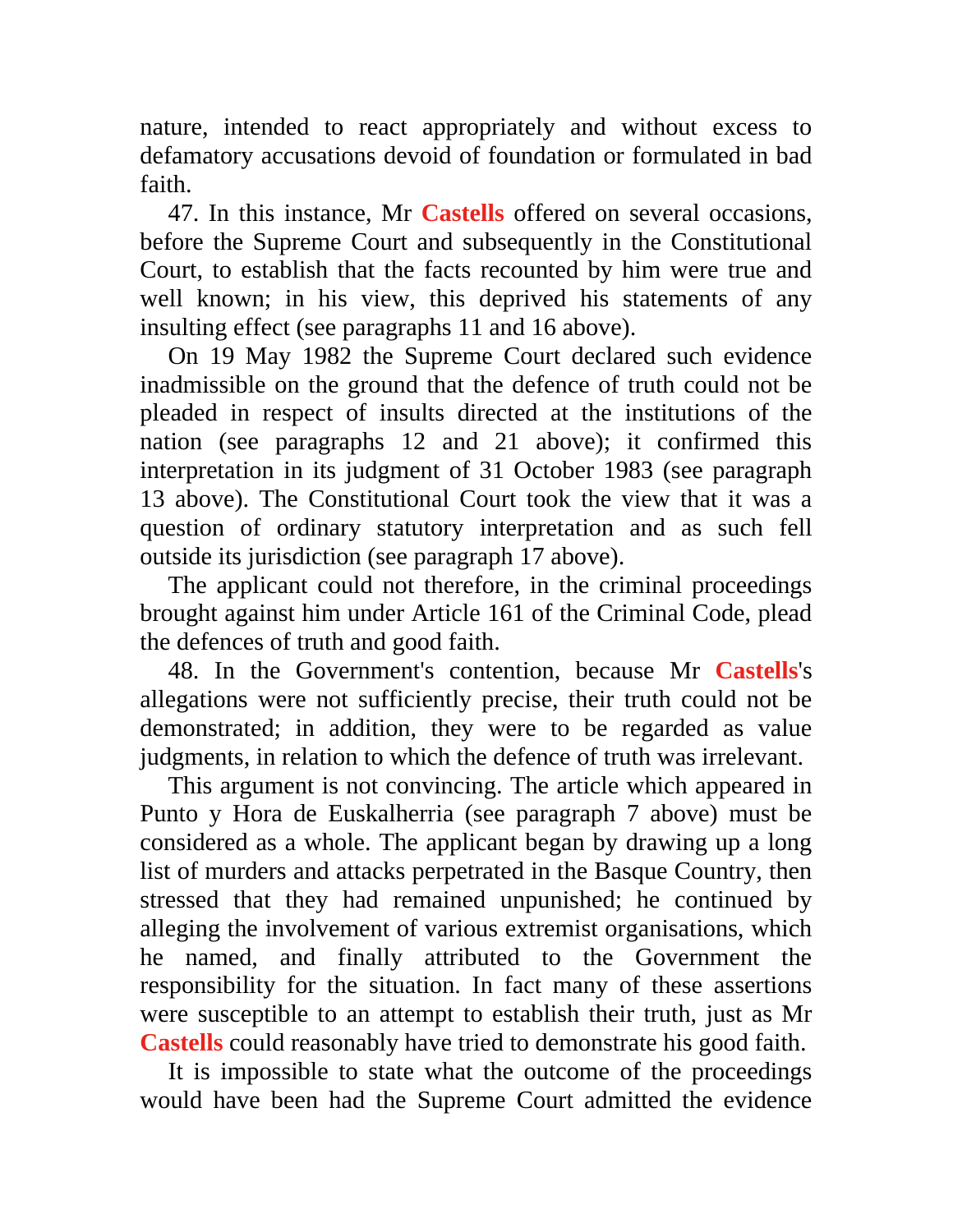nature, intended to react appropriately and without excess to defamatory accusations devoid of foundation or formulated in bad faith.

47. In this instance, Mr **Castells** offered on several occasions, before the Supreme Court and subsequently in the Constitutional Court, to establish that the facts recounted by him were true and well known; in his view, this deprived his statements of any insulting effect (see paragraphs 11 and 16 above).

On 19 May 1982 the Supreme Court declared such evidence inadmissible on the ground that the defence of truth could not be pleaded in respect of insults directed at the institutions of the nation (see paragraphs 12 and 21 above); it confirmed this interpretation in its judgment of 31 October 1983 (see paragraph 13 above). The Constitutional Court took the view that it was a question of ordinary statutory interpretation and as such fell outside its jurisdiction (see paragraph 17 above).

The applicant could not therefore, in the criminal proceedings brought against him under Article 161 of the Criminal Code, plead the defences of truth and good faith.

48. In the Government's contention, because Mr **Castells**'s allegations were not sufficiently precise, their truth could not be demonstrated; in addition, they were to be regarded as value judgments, in relation to which the defence of truth was irrelevant.

This argument is not convincing. The article which appeared in Punto y Hora de Euskalherria (see paragraph 7 above) must be considered as a whole. The applicant began by drawing up a long list of murders and attacks perpetrated in the Basque Country, then stressed that they had remained unpunished; he continued by alleging the involvement of various extremist organisations, which he named, and finally attributed to the Government the responsibility for the situation. In fact many of these assertions were susceptible to an attempt to establish their truth, just as Mr **Castells** could reasonably have tried to demonstrate his good faith.

It is impossible to state what the outcome of the proceedings would have been had the Supreme Court admitted the evidence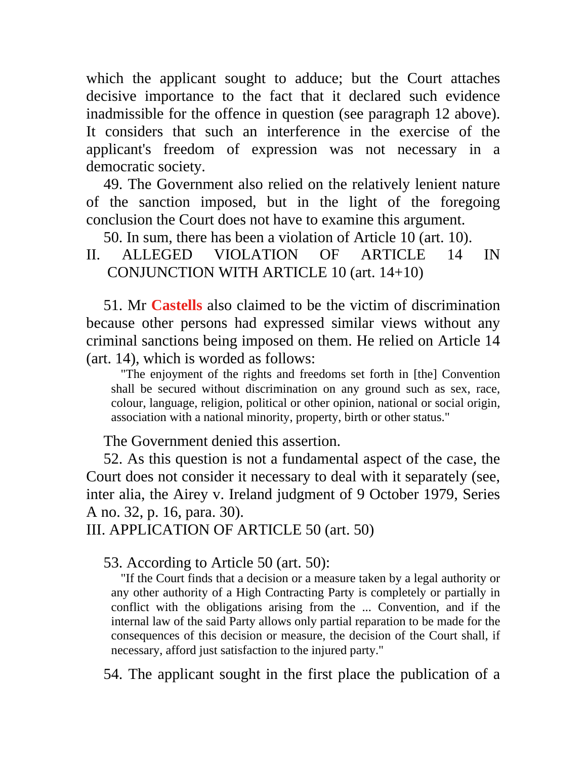which the applicant sought to adduce; but the Court attaches decisive importance to the fact that it declared such evidence inadmissible for the offence in question (see paragraph 12 above). It considers that such an interference in the exercise of the applicant's freedom of expression was not necessary in a democratic society.

49. The Government also relied on the relatively lenient nature of the sanction imposed, but in the light of the foregoing conclusion the Court does not have to examine this argument.

50. In sum, there has been a violation of Article 10 (art. 10).

## II. ALLEGED VIOLATION OF ARTICLE 14 IN CONJUNCTION WITH ARTICLE 10 (art. 14+10)

51. Mr Castells also claimed to be the victim of discrimination because other persons had expressed similar views without any criminal sanctions being imposed on them. He relied on Article 14 (art. 14), which is worded as follows:

> "The enjoyment of the rights and freedoms set forth in [the] Convention shall be secured without discrimination on any ground such as sex, race, colour, language, religion, political or other opinion, national or social origin, association with a national minority, property, birth or other status."

The Government denied this assertion.

52. As this question is not a fundamental aspect of the case, the Court does not consider it necessary to deal with it separately (see, inter alia, the Airey v. Ireland judgment of 9 October 1979, Series A no. 32, p. 16, para. 30).

## III. APPLICATION OF ARTICLE 50 (art. 50)

53. According to Article 50 (art. 50):

> "If the Court finds that a decision or a measure taken by a legal authority or any other authority of a High Contracting Party is completely or partially in conflict with the obligations arising from the ... Convention, and if the internal law of the said Party allows only partial reparation to be made for the consequences of this decision or measure, the decision of the Court shall, if necessary, afford just satisfaction to the injured party."

54. The applicant sought in the first place the publication of a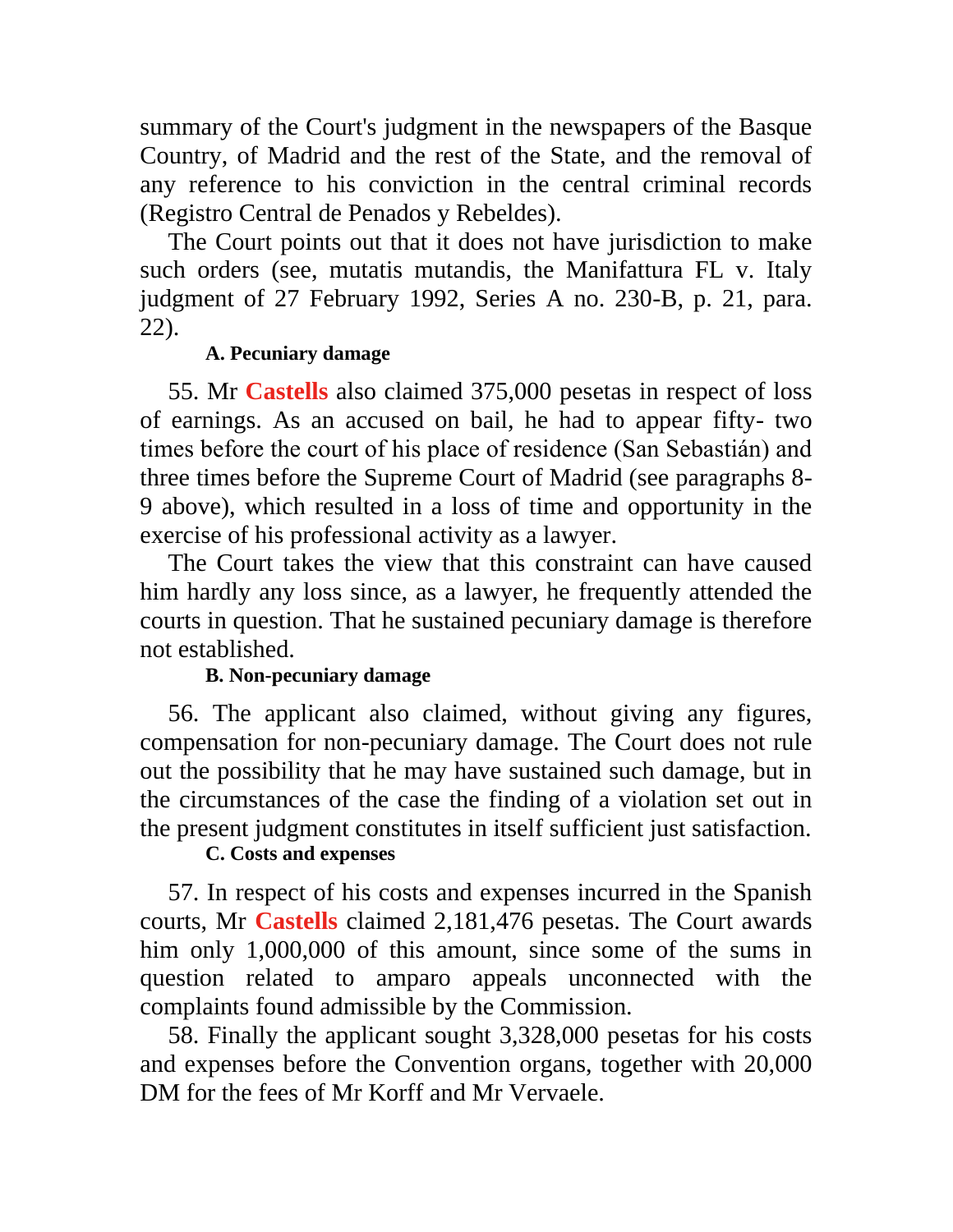summary of the Court's judgment in the newspapers of the Basque Country, of Madrid and the rest of the State, and the removal of any reference to his conviction in the central criminal records (Registro Central de Penados y Rebeldes).

The Court points out that it does not have jurisdiction to make such orders (see, mutatis mutandis, the Manifattura FL v. Italy judgment of 27 February 1992, Series A no. 230-B, p. 21, para. 22).

**A. Pecuniary damage**

55. Mr **Castells** also claimed 375,000 pesetas in respect of loss of earnings. As an accused on bail, he had to appear fifty- two times before the court of his place of residence (San Sebastián) and three times before the Supreme Court of Madrid (see paragraphs 8-9 above), which resulted in a loss of time and opportunity in the exercise of his professional activity as a lawyer.

The Court takes the view that this constraint can have caused him hardly any loss since, as a lawyer, he frequently attended the courts in question. That he sustained pecuniary damage is therefore not established.

**B. Non-pecuniary damage**

56. The applicant also claimed, without giving any figures, compensation for non-pecuniary damage. The Court does not rule out the possibility that he may have sustained such damage, but in the circumstances of the case the finding of a violation set out in the present judgment constitutes in itself sufficient just satisfaction.

**C. Costs and expenses**

57. In respect of his costs and expenses incurred in the Spanish courts, Mr **Castells** claimed 2,181,476 pesetas. The Court awards him only 1,000,000 of this amount, since some of the sums in question related to amparo appeals unconnected with the complaints found admissible by the Commission.

58. Finally the applicant sought 3,328,000 pesetas for his costs and expenses before the Convention organs, together with 20,000 DM for the fees of Mr Korff and Mr Vervaele.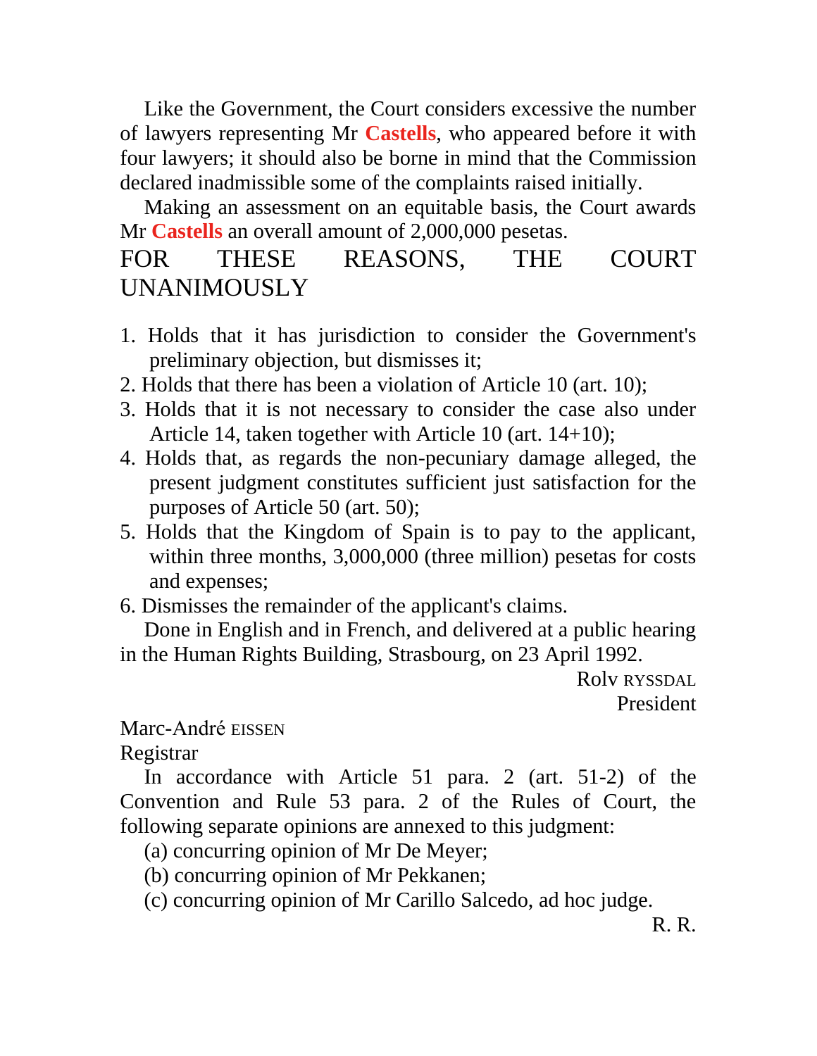Like the Government, the Court considers excessive the number of lawyers representing Mr **Castells**, who appeared before it with four lawyers; it should also be borne in mind that the Commission declared inadmissible some of the complaints raised initially.

Making an assessment on an equitable basis, the Court awards Mr **Castells** an overall amount of 2,000,000 pesetas.

## FOR THESE REASONS, THE COURT UNANIMOUSLY

1. Holds that it has jurisdiction to consider the Government's preliminary objection, but dismisses it;
2. Holds that there has been a violation of Article 10 (art. 10);
3. Holds that it is not necessary to consider the case also under Article 14, taken together with Article 10 (art. 14+10);
4. Holds that, as regards the non-pecuniary damage alleged, the present judgment constitutes sufficient just satisfaction for the purposes of Article 50 (art. 50);
5. Holds that the Kingdom of Spain is to pay to the applicant, within three months, 3,000,000 (three million) pesetas for costs and expenses;
6. Dismisses the remainder of the applicant's claims.

Done in English and in French, and delivered at a public hearing in the Human Rights Building, Strasbourg, on 23 April 1992.

Rolv RYSSDAL
President

Marc-André EISSEN
Registrar

In accordance with Article 51 para. 2 (art. 51-2) of the Convention and Rule 53 para. 2 of the Rules of Court, the following separate opinions are annexed to this judgment:

(a) concurring opinion of Mr De Meyer;

(b) concurring opinion of Mr Pekkanen;

(c) concurring opinion of Mr Carillo Salcedo, ad hoc judge.

R. R.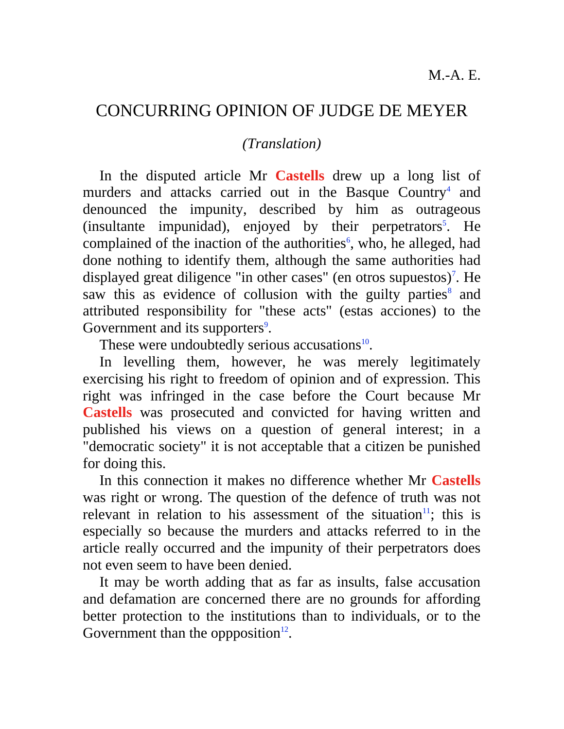M.-A. E.

# CONCURRING OPINION OF JUDGE DE MEYER

*(Translation)*

In the disputed article Mr **Castells** drew up a long list of murders and attacks carried out in the Basque Country[4] and denounced the impunity, described by him as outrageous (insultante impunidad), enjoyed by their perpetrators[5]. He complained of the inaction of the authorities[6], who, he alleged, had done nothing to identify them, although the same authorities had displayed great diligence "in other cases" (en otros supuestos)[7]. He saw this as evidence of collusion with the guilty parties[8] and attributed responsibility for "these acts" (estas acciones) to the Government and its supporters[9].

These were undoubtedly serious accusations[10].

In levelling them, however, he was merely legitimately exercising his right to freedom of opinion and of expression. This right was infringed in the case before the Court because Mr **Castells** was prosecuted and convicted for having written and published his views on a question of general interest; in a "democratic society" it is not acceptable that a citizen be punished for doing this.

In this connection it makes no difference whether Mr **Castells** was right or wrong. The question of the defence of truth was not relevant in relation to his assessment of the situation[11]; this is especially so because the murders and attacks referred to in the article really occurred and the impunity of their perpetrators does not even seem to have been denied.

It may be worth adding that as far as insults, false accusation and defamation are concerned there are no grounds for affording better protection to the institutions than to individuals, or to the Government than the oppposition[12].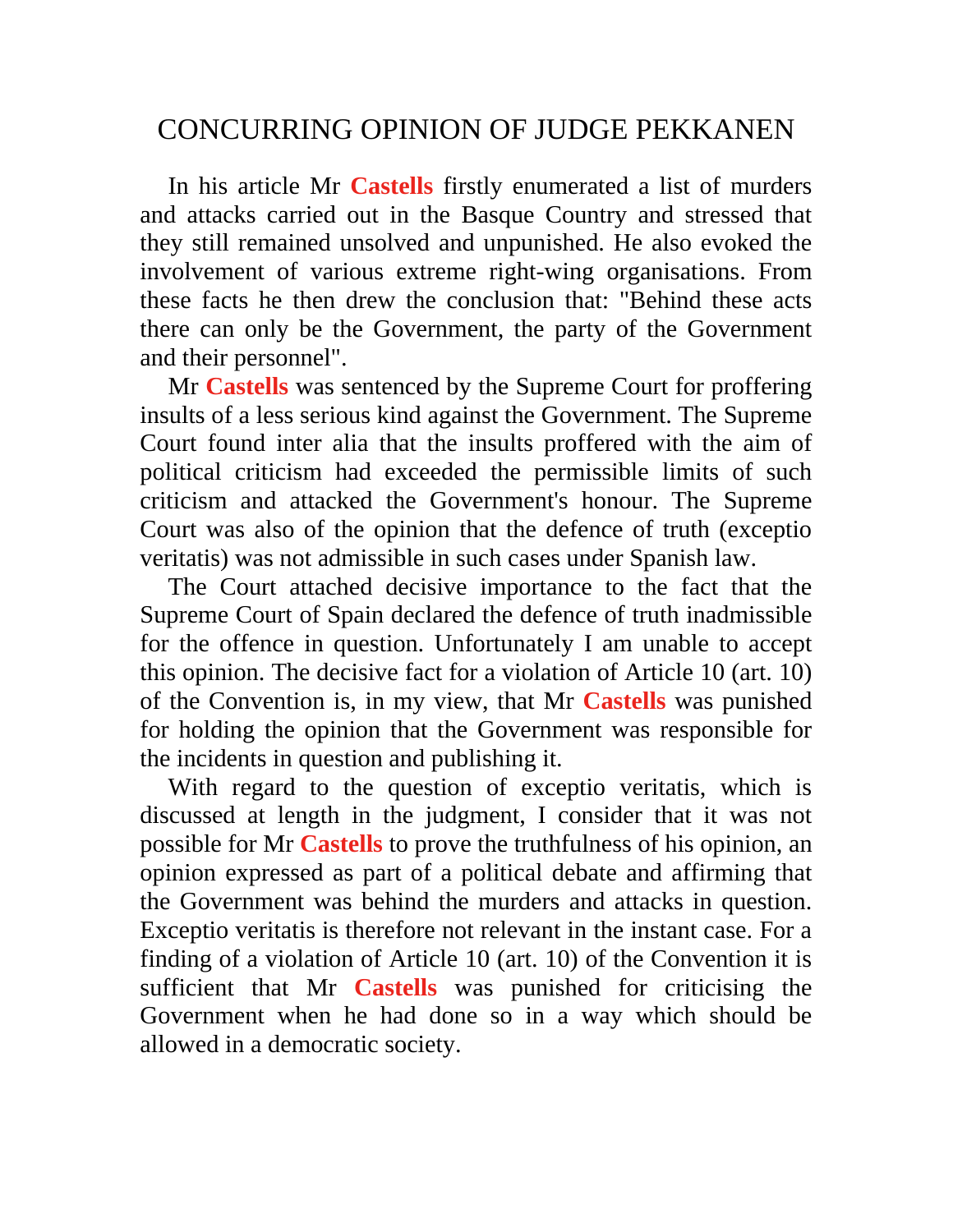# CONCURRING OPINION OF JUDGE PEKKANEN

In his article Mr **Castells** firstly enumerated a list of murders and attacks carried out in the Basque Country and stressed that they still remained unsolved and unpunished. He also evoked the involvement of various extreme right-wing organisations. From these facts he then drew the conclusion that: "Behind these acts there can only be the Government, the party of the Government and their personnel".

Mr **Castells** was sentenced by the Supreme Court for proffering insults of a less serious kind against the Government. The Supreme Court found inter alia that the insults proffered with the aim of political criticism had exceeded the permissible limits of such criticism and attacked the Government's honour. The Supreme Court was also of the opinion that the defence of truth (exceptio veritatis) was not admissible in such cases under Spanish law.

The Court attached decisive importance to the fact that the Supreme Court of Spain declared the defence of truth inadmissible for the offence in question. Unfortunately I am unable to accept this opinion. The decisive fact for a violation of Article 10 (art. 10) of the Convention is, in my view, that Mr **Castells** was punished for holding the opinion that the Government was responsible for the incidents in question and publishing it.

With regard to the question of exceptio veritatis, which is discussed at length in the judgment, I consider that it was not possible for Mr **Castells** to prove the truthfulness of his opinion, an opinion expressed as part of a political debate and affirming that the Government was behind the murders and attacks in question. Exceptio veritatis is therefore not relevant in the instant case. For a finding of a violation of Article 10 (art. 10) of the Convention it is sufficient that Mr **Castells** was punished for criticising the Government when he had done so in a way which should be allowed in a democratic society.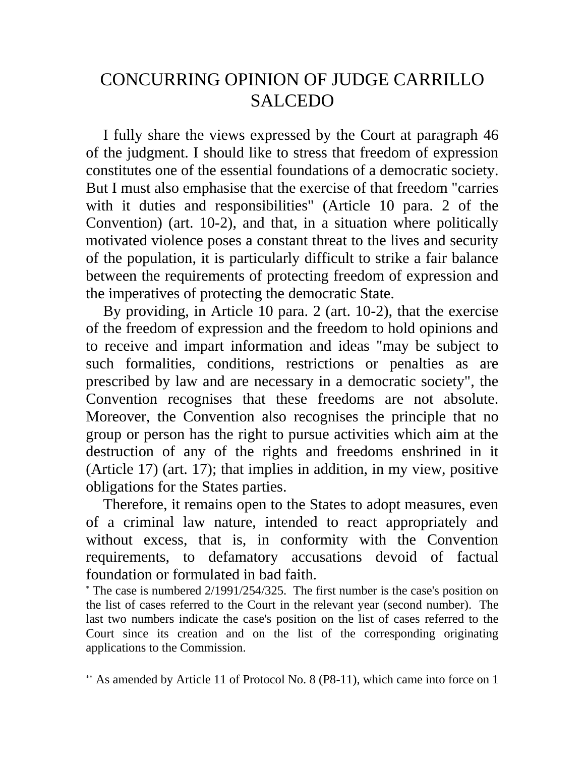# CONCURRING OPINION OF JUDGE CARRILLO SALCEDO

I fully share the views expressed by the Court at paragraph 46 of the judgment. I should like to stress that freedom of expression constitutes one of the essential foundations of a democratic society. But I must also emphasise that the exercise of that freedom "carries with it duties and responsibilities" (Article 10 para. 2 of the Convention) (art. 10-2), and that, in a situation where politically motivated violence poses a constant threat to the lives and security of the population, it is particularly difficult to strike a fair balance between the requirements of protecting freedom of expression and the imperatives of protecting the democratic State.

By providing, in Article 10 para. 2 (art. 10-2), that the exercise of the freedom of expression and the freedom to hold opinions and to receive and impart information and ideas "may be subject to such formalities, conditions, restrictions or penalties as are prescribed by law and are necessary in a democratic society", the Convention recognises that these freedoms are not absolute. Moreover, the Convention also recognises the principle that no group or person has the right to pursue activities which aim at the destruction of any of the rights and freedoms enshrined in it (Article 17) (art. 17); that implies in addition, in my view, positive obligations for the States parties.

Therefore, it remains open to the States to adopt measures, even of a criminal law nature, intended to react appropriately and without excess, that is, in conformity with the Convention requirements, to defamatory accusations devoid of factual foundation or formulated in bad faith.

[*] The case is numbered 2/1991/254/325. The first number is the case's position on the list of cases referred to the Court in the relevant year (second number). The last two numbers indicate the case's position on the list of cases referred to the Court since its creation and on the list of the corresponding originating applications to the Commission.

[**] As amended by Article 11 of Protocol No. 8 (P8-11), which came into force on 1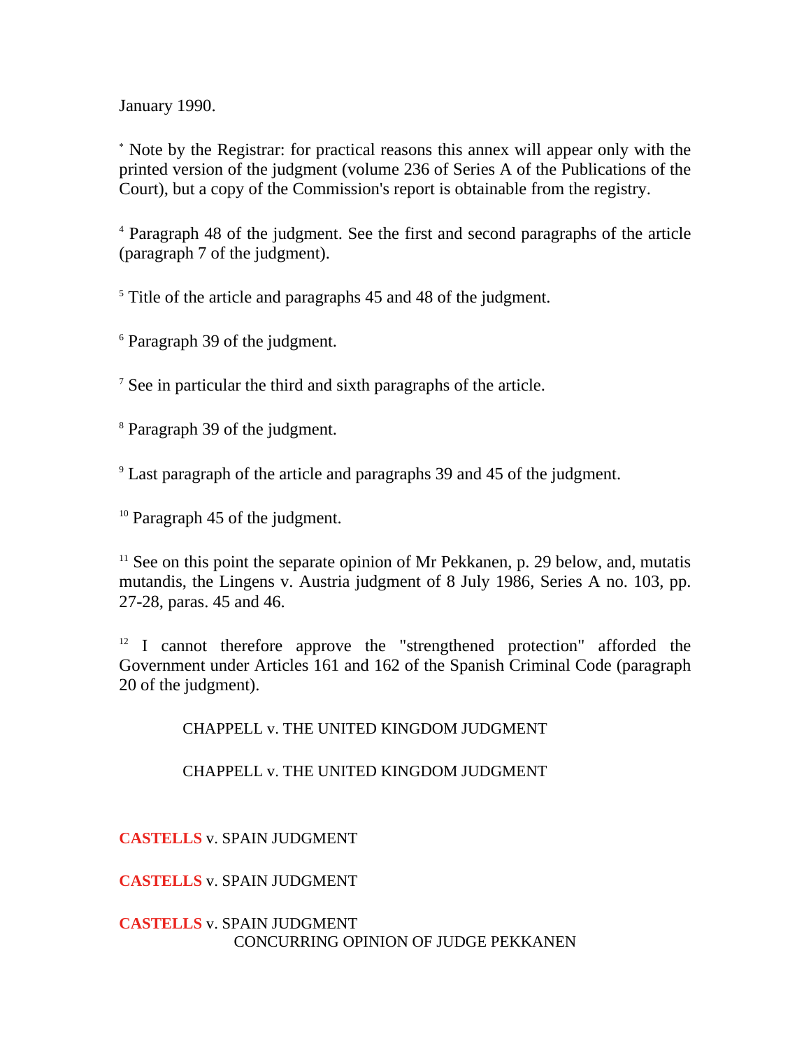January 1990.

[*] Note by the Registrar: for practical reasons this annex will appear only with the printed version of the judgment (volume 236 of Series A of the Publications of the Court), but a copy of the Commission's report is obtainable from the registry.

[4] Paragraph 48 of the judgment. See the first and second paragraphs of the article (paragraph 7 of the judgment).

[5] Title of the article and paragraphs 45 and 48 of the judgment.

[6] Paragraph 39 of the judgment.

[7] See in particular the third and sixth paragraphs of the article.

[8] Paragraph 39 of the judgment.

[9] Last paragraph of the article and paragraphs 39 and 45 of the judgment.

[10] Paragraph 45 of the judgment.

[11] See on this point the separate opinion of Mr Pekkanen, p. 29 below, and, mutatis mutandis, the Lingens v. Austria judgment of 8 July 1986, Series A no. 103, pp. 27-28, paras. 45 and 46.

[12] I cannot therefore approve the "strengthened protection" afforded the Government under Articles 161 and 162 of the Spanish Criminal Code (paragraph 20 of the judgment).